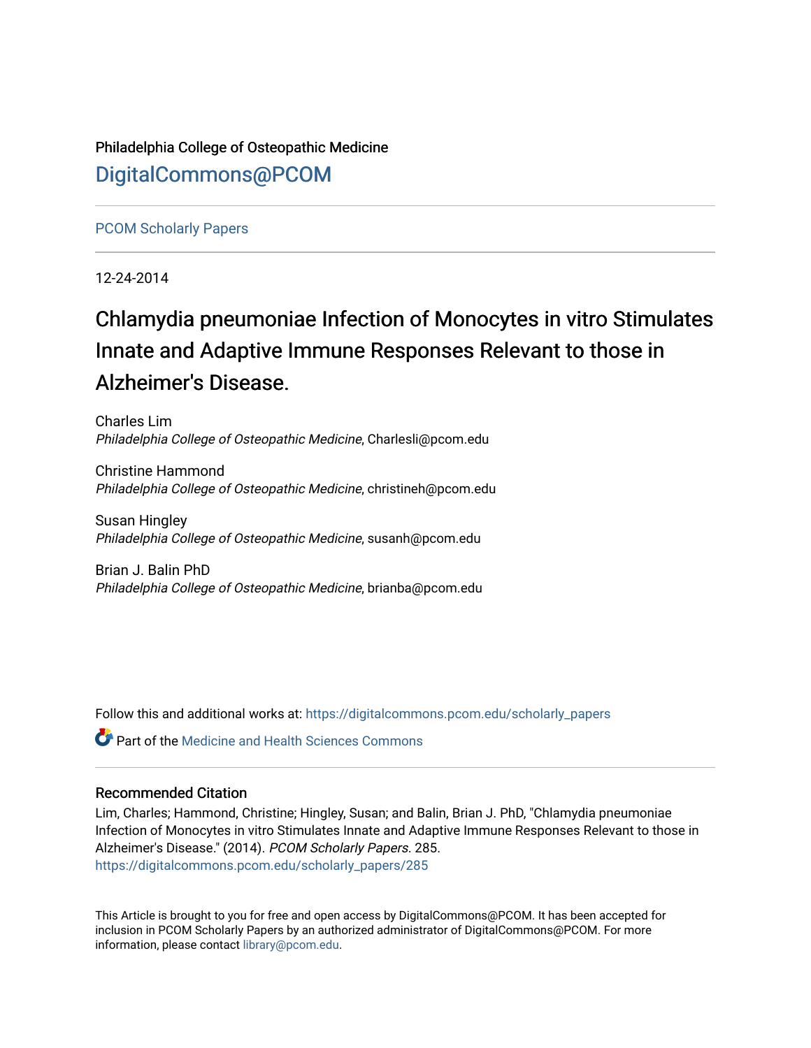Philadelphia College of Osteopathic Medicine

DigitalCommons@PCOM

PCOM Scholarly Papers

12-24-2014

# Chlamydia pneumoniae Infection of Monocytes in vitro Stimulates Innate and Adaptive Immune Responses Relevant to those in Alzheimer's Disease.

Charles Lim
*Philadelphia College of Osteopathic Medicine*, Charlesli@pcom.edu

Christine Hammond
*Philadelphia College of Osteopathic Medicine*, christineh@pcom.edu

Susan Hingley
*Philadelphia College of Osteopathic Medicine*, susanh@pcom.edu

Brian J. Balin PhD
*Philadelphia College of Osteopathic Medicine*, brianba@pcom.edu

Follow this and additional works at: https://digitalcommons.pcom.edu/scholarly_papers

Part of the Medicine and Health Sciences Commons

## Recommended Citation

Lim, Charles; Hammond, Christine; Hingley, Susan; and Balin, Brian J. PhD, "Chlamydia pneumoniae Infection of Monocytes in vitro Stimulates Innate and Adaptive Immune Responses Relevant to those in Alzheimer's Disease." (2014). *PCOM Scholarly Papers*. 285.
https://digitalcommons.pcom.edu/scholarly_papers/285

This Article is brought to you for free and open access by DigitalCommons@PCOM. It has been accepted for inclusion in PCOM Scholarly Papers by an authorized administrator of DigitalCommons@PCOM. For more information, please contact library@pcom.edu.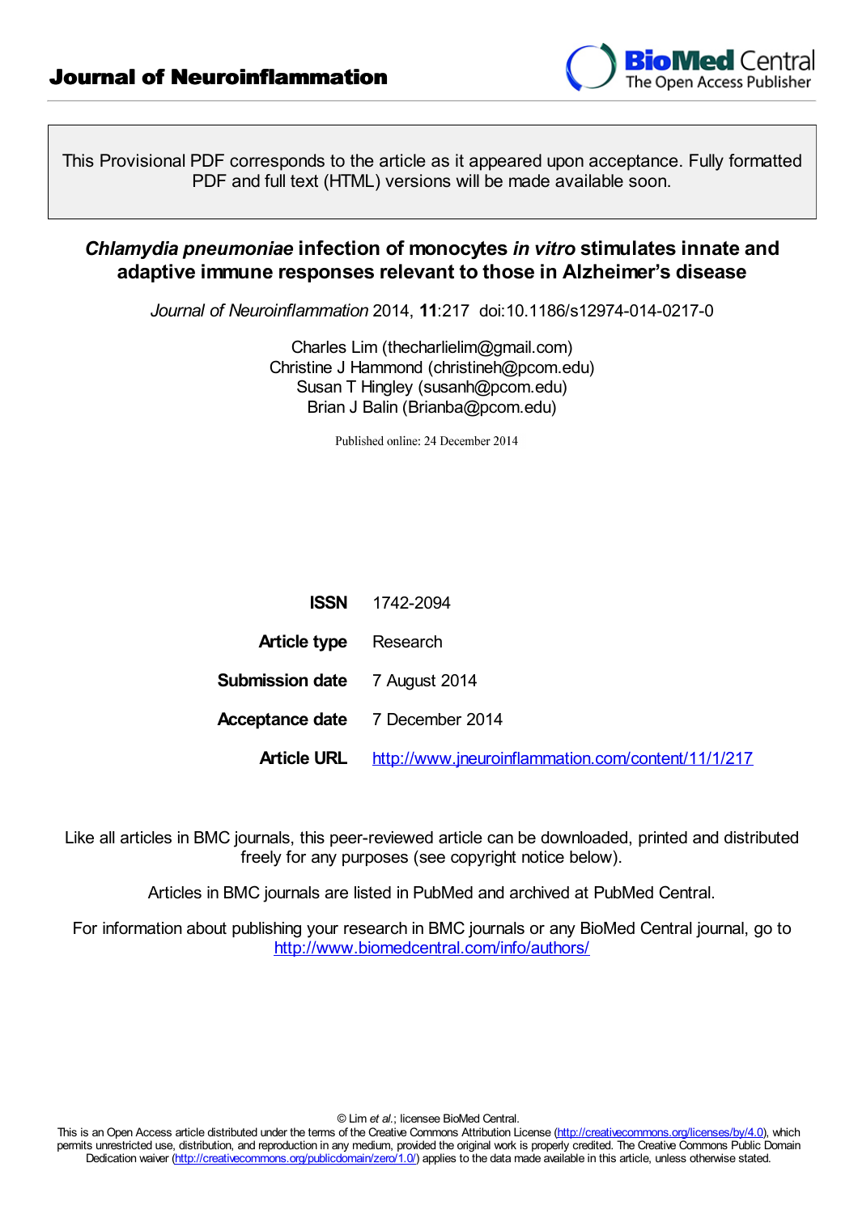# Journal of Neuroinflammation

This Provisional PDF corresponds to the article as it appeared upon acceptance. Fully formatted PDF and full text (HTML) versions will be made available soon.

## *Chlamydia pneumoniae* infection of monocytes *in vitro* stimulates innate and adaptive immune responses relevant to those in Alzheimer's disease

*Journal of Neuroinflammation* 2014, **11**:217 doi:10.1186/s12974-014-0217-0

Charles Lim (thecharlielim@gmail.com)
Christine J Hammond (christineh@pcom.edu)
Susan T Hingley (susanh@pcom.edu)
Brian J Balin (Brianba@pcom.edu)

Published online: 24 December 2014

| | |
|---|---|
| **ISSN** | 1742-2094 |
| **Article type** | Research |
| **Submission date** | 7 August 2014 |
| **Acceptance date** | 7 December 2014 |
| **Article URL** | http://www.jneuroinflammation.com/content/11/1/217 |

Like all articles in BMC journals, this peer-reviewed article can be downloaded, printed and distributed freely for any purposes (see copyright notice below).

Articles in BMC journals are listed in PubMed and archived at PubMed Central.

For information about publishing your research in BMC journals or any BioMed Central journal, go to http://www.biomedcentral.com/info/authors/

© Lim *et al.*; licensee BioMed Central.
This is an Open Access article distributed under the terms of the Creative Commons Attribution License (http://creativecommons.org/licenses/by/4.0), which permits unrestricted use, distribution, and reproduction in any medium, provided the original work is properly credited. The Creative Commons Public Domain Dedication waiver (http://creativecommons.org/publicdomain/zero/1.0/) applies to the data made available in this article, unless otherwise stated.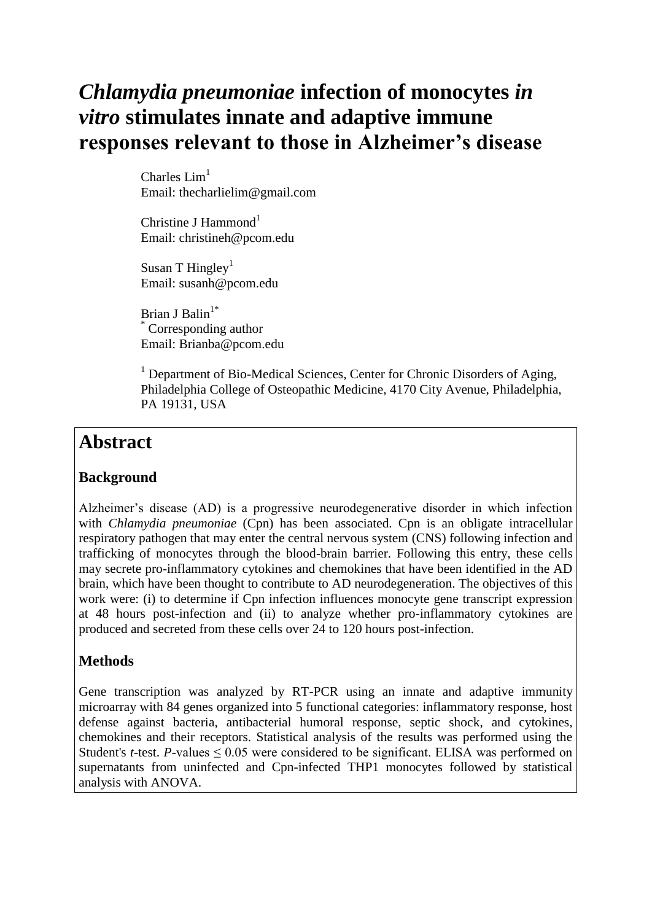# *Chlamydia pneumoniae* infection of monocytes *in vitro* stimulates innate and adaptive immune responses relevant to those in Alzheimer's disease

Charles Lim[1]
Email: thecharlielim@gmail.com

Christine J Hammond[1]
Email: christineh@pcom.edu

Susan T Hingley[1]
Email: susanh@pcom.edu

Brian J Balin[1*]
[*] Corresponding author
Email: Brianba@pcom.edu

[1] Department of Bio-Medical Sciences, Center for Chronic Disorders of Aging, Philadelphia College of Osteopathic Medicine, 4170 City Avenue, Philadelphia, PA 19131, USA

## Abstract

### Background

Alzheimer's disease (AD) is a progressive neurodegenerative disorder in which infection with *Chlamydia pneumoniae* (Cpn) has been associated. Cpn is an obligate intracellular respiratory pathogen that may enter the central nervous system (CNS) following infection and trafficking of monocytes through the blood-brain barrier. Following this entry, these cells may secrete pro-inflammatory cytokines and chemokines that have been identified in the AD brain, which have been thought to contribute to AD neurodegeneration. The objectives of this work were: (i) to determine if Cpn infection influences monocyte gene transcript expression at 48 hours post-infection and (ii) to analyze whether pro-inflammatory cytokines are produced and secreted from these cells over 24 to 120 hours post-infection.

### Methods

Gene transcription was analyzed by RT-PCR using an innate and adaptive immunity microarray with 84 genes organized into 5 functional categories: inflammatory response, host defense against bacteria, antibacterial humoral response, septic shock, and cytokines, chemokines and their receptors. Statistical analysis of the results was performed using the Student's *t*-test. *P*-values $\leq 0.05$ were considered to be significant. ELISA was performed on supernatants from uninfected and Cpn-infected THP1 monocytes followed by statistical analysis with ANOVA.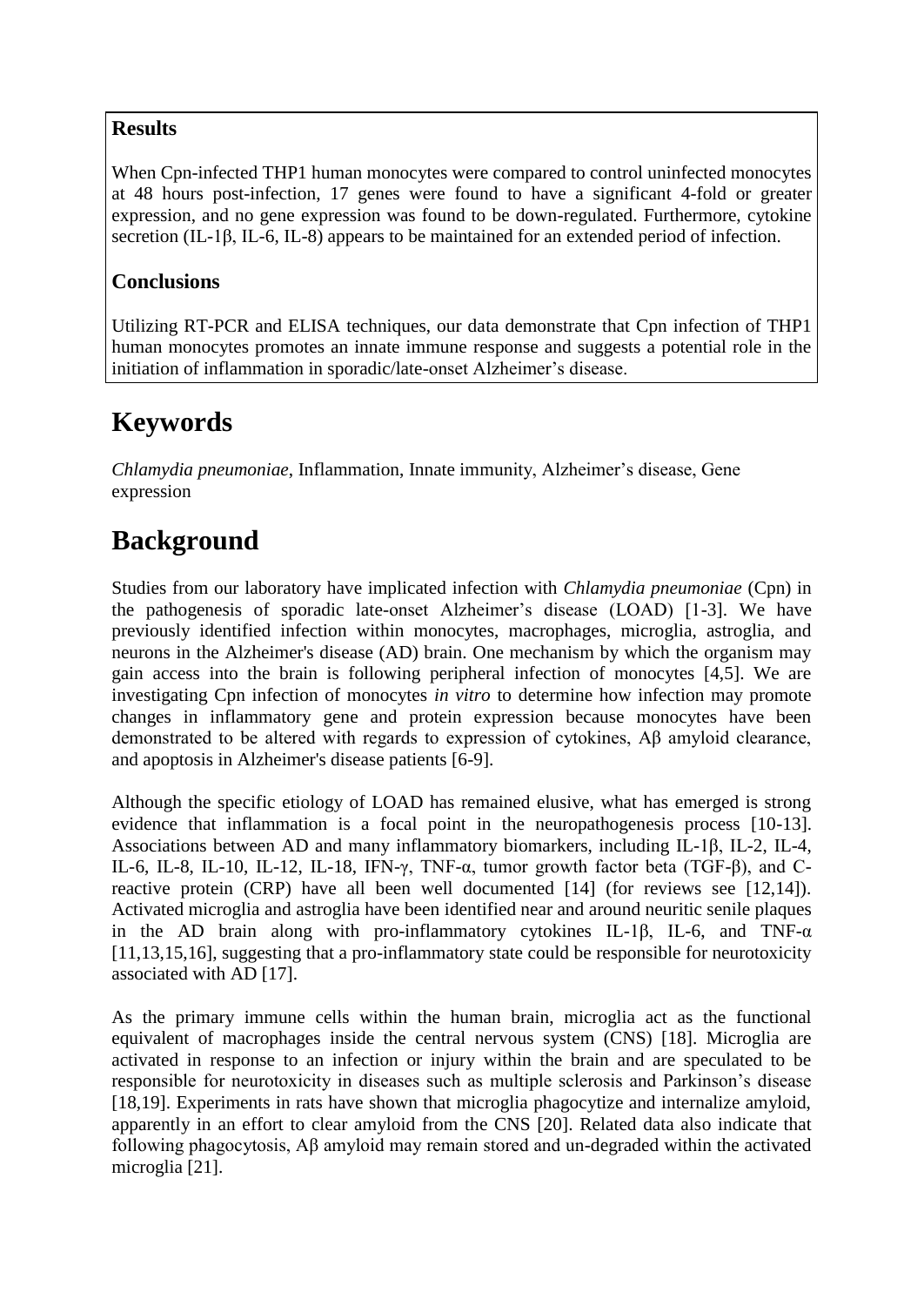### Results

When Cpn-infected THP1 human monocytes were compared to control uninfected monocytes at 48 hours post-infection, 17 genes were found to have a significant 4-fold or greater expression, and no gene expression was found to be down-regulated. Furthermore, cytokine secretion (IL-1β, IL-6, IL-8) appears to be maintained for an extended period of infection.

### Conclusions

Utilizing RT-PCR and ELISA techniques, our data demonstrate that Cpn infection of THP1 human monocytes promotes an innate immune response and suggests a potential role in the initiation of inflammation in sporadic/late-onset Alzheimer's disease.

# Keywords

*Chlamydia pneumoniae*, Inflammation, Innate immunity, Alzheimer's disease, Gene expression

# Background

Studies from our laboratory have implicated infection with *Chlamydia pneumoniae* (Cpn) in the pathogenesis of sporadic late-onset Alzheimer's disease (LOAD) [1-3]. We have previously identified infection within monocytes, macrophages, microglia, astroglia, and neurons in the Alzheimer's disease (AD) brain. One mechanism by which the organism may gain access into the brain is following peripheral infection of monocytes [4,5]. We are investigating Cpn infection of monocytes *in vitro* to determine how infection may promote changes in inflammatory gene and protein expression because monocytes have been demonstrated to be altered with regards to expression of cytokines, Aβ amyloid clearance, and apoptosis in Alzheimer's disease patients [6-9].

Although the specific etiology of LOAD has remained elusive, what has emerged is strong evidence that inflammation is a focal point in the neuropathogenesis process [10-13]. Associations between AD and many inflammatory biomarkers, including IL-1β, IL-2, IL-4, IL-6, IL-8, IL-10, IL-12, IL-18, IFN-γ, TNF-α, tumor growth factor beta (TGF-β), and C-reactive protein (CRP) have all been well documented [14] (for reviews see [12,14]). Activated microglia and astroglia have been identified near and around neuritic senile plaques in the AD brain along with pro-inflammatory cytokines IL-1β, IL-6, and TNF-α [11,13,15,16], suggesting that a pro-inflammatory state could be responsible for neurotoxicity associated with AD [17].

As the primary immune cells within the human brain, microglia act as the functional equivalent of macrophages inside the central nervous system (CNS) [18]. Microglia are activated in response to an infection or injury within the brain and are speculated to be responsible for neurotoxicity in diseases such as multiple sclerosis and Parkinson's disease [18,19]. Experiments in rats have shown that microglia phagocytize and internalize amyloid, apparently in an effort to clear amyloid from the CNS [20]. Related data also indicate that following phagocytosis, Aβ amyloid may remain stored and un-degraded within the activated microglia [21].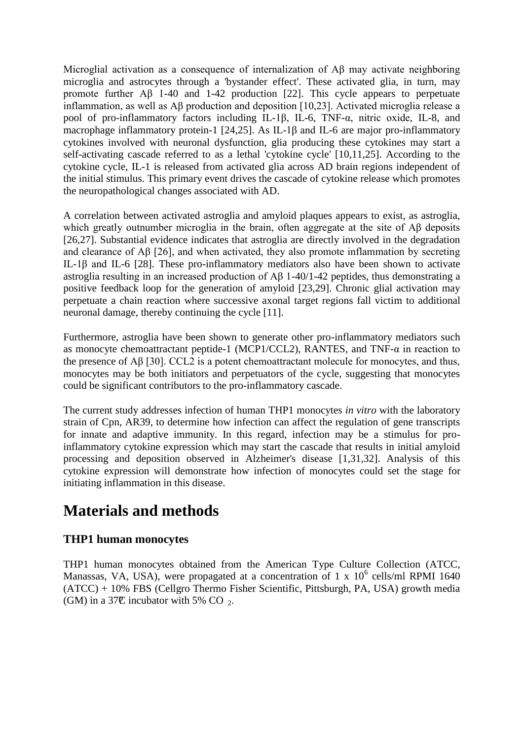Microglial activation as a consequence of internalization of Aβ may activate neighboring microglia and astrocytes through a 'bystander effect'. These activated glia, in turn, may promote further Aβ 1-40 and 1-42 production [22]. This cycle appears to perpetuate inflammation, as well as Aβ production and deposition [10,23]. Activated microglia release a pool of pro-inflammatory factors including IL-1β, IL-6, TNF-α, nitric oxide, IL-8, and macrophage inflammatory protein-1 [24,25]. As IL-1β and IL-6 are major pro-inflammatory cytokines involved with neuronal dysfunction, glia producing these cytokines may start a self-activating cascade referred to as a lethal 'cytokine cycle' [10,11,25]. According to the cytokine cycle, IL-1 is released from activated glia across AD brain regions independent of the initial stimulus. This primary event drives the cascade of cytokine release which promotes the neuropathological changes associated with AD.

A correlation between activated astroglia and amyloid plaques appears to exist, as astroglia, which greatly outnumber microglia in the brain, often aggregate at the site of Aβ deposits [26,27]. Substantial evidence indicates that astroglia are directly involved in the degradation and clearance of Aβ [26], and when activated, they also promote inflammation by secreting IL-1β and IL-6 [28]. These pro-inflammatory mediators also have been shown to activate astroglia resulting in an increased production of Aβ 1-40/1-42 peptides, thus demonstrating a positive feedback loop for the generation of amyloid [23,29]. Chronic glial activation may perpetuate a chain reaction where successive axonal target regions fall victim to additional neuronal damage, thereby continuing the cycle [11].

Furthermore, astroglia have been shown to generate other pro-inflammatory mediators such as monocyte chemoattractant peptide-1 (MCP1/CCL2), RANTES, and TNF-α in reaction to the presence of Aβ [30]. CCL2 is a potent chemoattractant molecule for monocytes, and thus, monocytes may be both initiators and perpetuators of the cycle, suggesting that monocytes could be significant contributors to the pro-inflammatory cascade.

The current study addresses infection of human THP1 monocytes *in vitro* with the laboratory strain of Cpn, AR39, to determine how infection can affect the regulation of gene transcripts for innate and adaptive immunity. In this regard, infection may be a stimulus for pro-inflammatory cytokine expression which may start the cascade that results in initial amyloid processing and deposition observed in Alzheimer's disease [1,31,32]. Analysis of this cytokine expression will demonstrate how infection of monocytes could set the stage for initiating inflammation in this disease.

# Materials and methods

## THP1 human monocytes

THP1 human monocytes obtained from the American Type Culture Collection (ATCC, Manassas, VA, USA), were propagated at a concentration of 1 x $10^6$ cells/ml RPMI 1640 (ATCC) + 10% FBS (Cellgro Thermo Fisher Scientific, Pittsburgh, PA, USA) growth media (GM) in a 37°C incubator with 5% $CO_2$.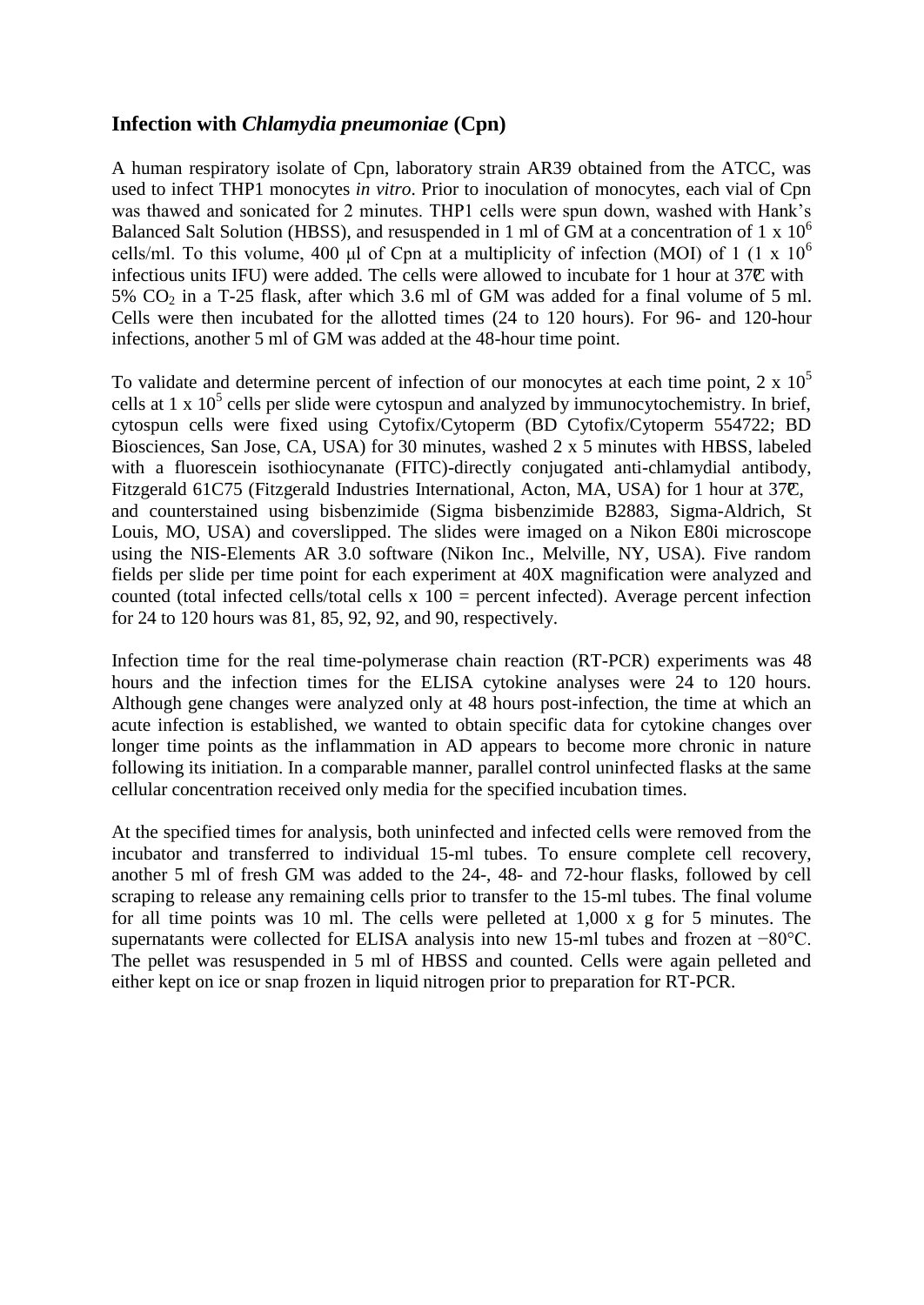## Infection with *Chlamydia pneumoniae* (Cpn)

A human respiratory isolate of Cpn, laboratory strain AR39 obtained from the ATCC, was used to infect THP1 monocytes *in vitro*. Prior to inoculation of monocytes, each vial of Cpn was thawed and sonicated for 2 minutes. THP1 cells were spun down, washed with Hank's Balanced Salt Solution (HBSS), and resuspended in 1 ml of GM at a concentration of 1 x $10^6$ cells/ml. To this volume, 400 μl of Cpn at a multiplicity of infection (MOI) of 1 (1 x $10^6$ infectious units IFU) were added. The cells were allowed to incubate for 1 hour at 37°C with 5% $CO_2$ in a T-25 flask, after which 3.6 ml of GM was added for a final volume of 5 ml. Cells were then incubated for the allotted times (24 to 120 hours). For 96- and 120-hour infections, another 5 ml of GM was added at the 48-hour time point.

To validate and determine percent of infection of our monocytes at each time point, 2 x $10^5$ cells at 1 x $10^5$ cells per slide were cytospun and analyzed by immunocytochemistry. In brief, cytospun cells were fixed using Cytofix/Cytoperm (BD Cytofix/Cytoperm 554722; BD Biosciences, San Jose, CA, USA) for 30 minutes, washed 2 x 5 minutes with HBSS, labeled with a fluorescein isothiocynanate (FITC)-directly conjugated anti-chlamydial antibody, Fitzgerald 61C75 (Fitzgerald Industries International, Acton, MA, USA) for 1 hour at 37°C, and counterstained using bisbenzimide (Sigma bisbenzimide B2883, Sigma-Aldrich, St Louis, MO, USA) and coverslipped. The slides were imaged on a Nikon E80i microscope using the NIS-Elements AR 3.0 software (Nikon Inc., Melville, NY, USA). Five random fields per slide per time point for each experiment at 40X magnification were analyzed and counted (total infected cells/total cells x 100 = percent infected). Average percent infection for 24 to 120 hours was 81, 85, 92, 92, and 90, respectively.

Infection time for the real time-polymerase chain reaction (RT-PCR) experiments was 48 hours and the infection times for the ELISA cytokine analyses were 24 to 120 hours. Although gene changes were analyzed only at 48 hours post-infection, the time at which an acute infection is established, we wanted to obtain specific data for cytokine changes over longer time points as the inflammation in AD appears to become more chronic in nature following its initiation. In a comparable manner, parallel control uninfected flasks at the same cellular concentration received only media for the specified incubation times.

At the specified times for analysis, both uninfected and infected cells were removed from the incubator and transferred to individual 15-ml tubes. To ensure complete cell recovery, another 5 ml of fresh GM was added to the 24-, 48- and 72-hour flasks, followed by cell scraping to release any remaining cells prior to transfer to the 15-ml tubes. The final volume for all time points was 10 ml. The cells were pelleted at 1,000 x g for 5 minutes. The supernatants were collected for ELISA analysis into new 15-ml tubes and frozen at −80°C. The pellet was resuspended in 5 ml of HBSS and counted. Cells were again pelleted and either kept on ice or snap frozen in liquid nitrogen prior to preparation for RT-PCR.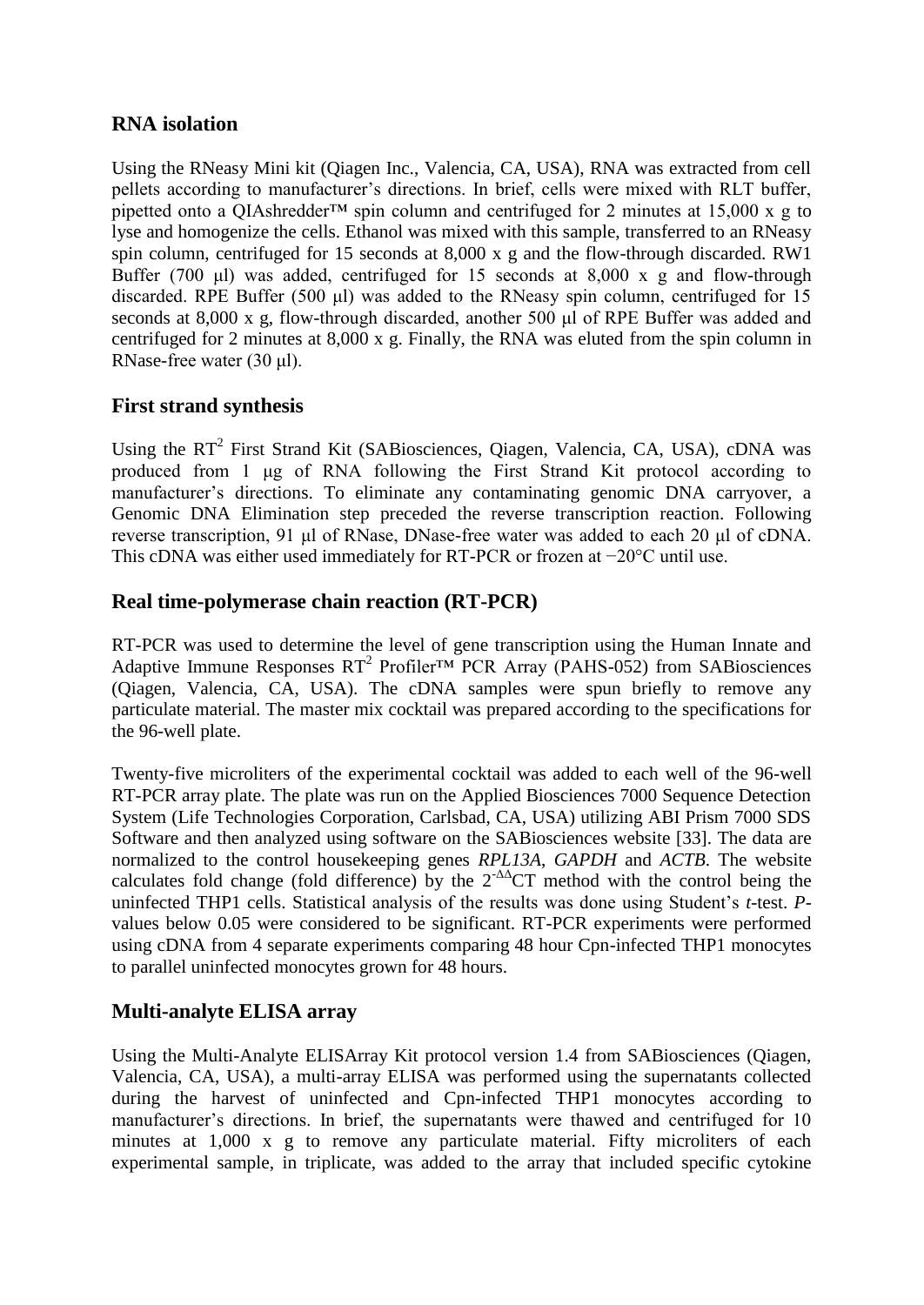## RNA isolation

Using the RNeasy Mini kit (Qiagen Inc., Valencia, CA, USA), RNA was extracted from cell pellets according to manufacturer's directions. In brief, cells were mixed with RLT buffer, pipetted onto a QIAshredder™ spin column and centrifuged for 2 minutes at 15,000 x g to lyse and homogenize the cells. Ethanol was mixed with this sample, transferred to an RNeasy spin column, centrifuged for 15 seconds at 8,000 x g and the flow-through discarded. RW1 Buffer (700 μl) was added, centrifuged for 15 seconds at 8,000 x g and flow-through discarded. RPE Buffer (500 μl) was added to the RNeasy spin column, centrifuged for 15 seconds at 8,000 x g, flow-through discarded, another 500 μl of RPE Buffer was added and centrifuged for 2 minutes at 8,000 x g. Finally, the RNA was eluted from the spin column in RNase-free water (30 μl).

## First strand synthesis

Using the $RT^2$ First Strand Kit (SABiosciences, Qiagen, Valencia, CA, USA), cDNA was produced from 1 μg of RNA following the First Strand Kit protocol according to manufacturer's directions. To eliminate any contaminating genomic DNA carryover, a Genomic DNA Elimination step preceded the reverse transcription reaction. Following reverse transcription, 91 μl of RNase, DNase-free water was added to each 20 μl of cDNA. This cDNA was either used immediately for RT-PCR or frozen at −20°C until use.

## Real time-polymerase chain reaction (RT-PCR)

RT-PCR was used to determine the level of gene transcription using the Human Innate and Adaptive Immune Responses $RT^2$ Profiler™ PCR Array (PAHS-052) from SABiosciences (Qiagen, Valencia, CA, USA). The cDNA samples were spun briefly to remove any particulate material. The master mix cocktail was prepared according to the specifications for the 96-well plate.

Twenty-five microliters of the experimental cocktail was added to each well of the 96-well RT-PCR array plate. The plate was run on the Applied Biosciences 7000 Sequence Detection System (Life Technologies Corporation, Carlsbad, CA, USA) utilizing ABI Prism 7000 SDS Software and then analyzed using software on the SABiosciences website [33]. The data are normalized to the control housekeeping genes *RPL13A*, *GAPDH* and *ACTB*. The website calculates fold change (fold difference) by the $2^{-\Delta\Delta}$CT method with the control being the uninfected THP1 cells. Statistical analysis of the results was done using Student's *t*-test. *P*-values below 0.05 were considered to be significant. RT-PCR experiments were performed using cDNA from 4 separate experiments comparing 48 hour Cpn-infected THP1 monocytes to parallel uninfected monocytes grown for 48 hours.

## Multi-analyte ELISA array

Using the Multi-Analyte ELISArray Kit protocol version 1.4 from SABiosciences (Qiagen, Valencia, CA, USA), a multi-array ELISA was performed using the supernatants collected during the harvest of uninfected and Cpn-infected THP1 monocytes according to manufacturer's directions. In brief, the supernatants were thawed and centrifuged for 10 minutes at 1,000 x g to remove any particulate material. Fifty microliters of each experimental sample, in triplicate, was added to the array that included specific cytokine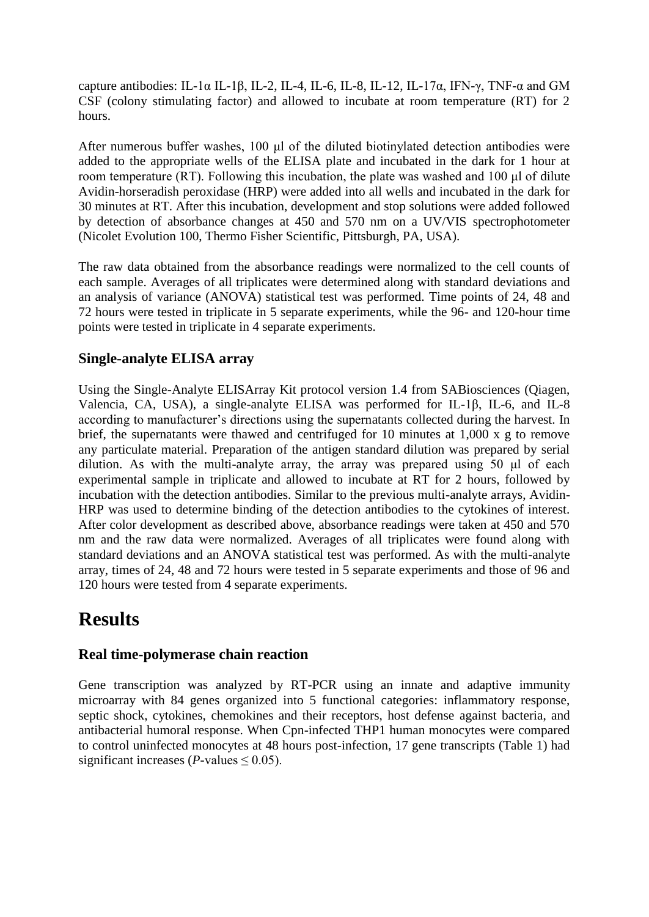capture antibodies: IL-1α IL-1β, IL-2, IL-4, IL-6, IL-8, IL-12, IL-17α, IFN-γ, TNF-α and GM CSF (colony stimulating factor) and allowed to incubate at room temperature (RT) for 2 hours.

After numerous buffer washes, 100 μl of the diluted biotinylated detection antibodies were added to the appropriate wells of the ELISA plate and incubated in the dark for 1 hour at room temperature (RT). Following this incubation, the plate was washed and 100 μl of dilute Avidin-horseradish peroxidase (HRP) were added into all wells and incubated in the dark for 30 minutes at RT. After this incubation, development and stop solutions were added followed by detection of absorbance changes at 450 and 570 nm on a UV/VIS spectrophotometer (Nicolet Evolution 100, Thermo Fisher Scientific, Pittsburgh, PA, USA).

The raw data obtained from the absorbance readings were normalized to the cell counts of each sample. Averages of all triplicates were determined along with standard deviations and an analysis of variance (ANOVA) statistical test was performed. Time points of 24, 48 and 72 hours were tested in triplicate in 5 separate experiments, while the 96- and 120-hour time points were tested in triplicate in 4 separate experiments.

### Single-analyte ELISA array

Using the Single-Analyte ELISArray Kit protocol version 1.4 from SABiosciences (Qiagen, Valencia, CA, USA), a single-analyte ELISA was performed for IL-1β, IL-6, and IL-8 according to manufacturer's directions using the supernatants collected during the harvest. In brief, the supernatants were thawed and centrifuged for 10 minutes at 1,000 x g to remove any particulate material. Preparation of the antigen standard dilution was prepared by serial dilution. As with the multi-analyte array, the array was prepared using 50 μl of each experimental sample in triplicate and allowed to incubate at RT for 2 hours, followed by incubation with the detection antibodies. Similar to the previous multi-analyte arrays, Avidin-HRP was used to determine binding of the detection antibodies to the cytokines of interest. After color development as described above, absorbance readings were taken at 450 and 570 nm and the raw data were normalized. Averages of all triplicates were found along with standard deviations and an ANOVA statistical test was performed. As with the multi-analyte array, times of 24, 48 and 72 hours were tested in 5 separate experiments and those of 96 and 120 hours were tested from 4 separate experiments.

## Results

### Real time-polymerase chain reaction

Gene transcription was analyzed by RT-PCR using an innate and adaptive immunity microarray with 84 genes organized into 5 functional categories: inflammatory response, septic shock, cytokines, chemokines and their receptors, host defense against bacteria, and antibacterial humoral response. When Cpn-infected THP1 human monocytes were compared to control uninfected monocytes at 48 hours post-infection, 17 gene transcripts (Table 1) had significant increases (*P*-values $\leq 0.05$).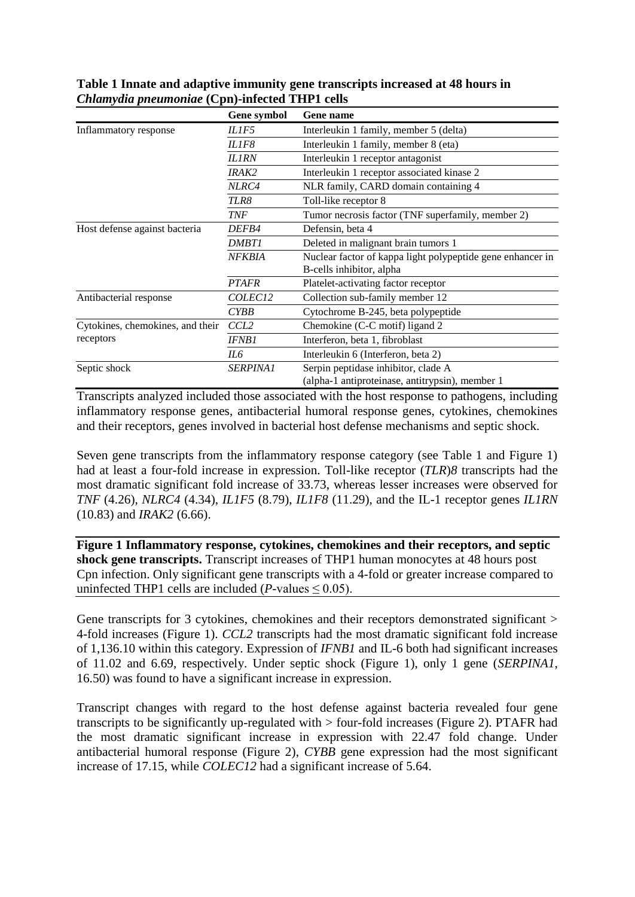**Table 1 Innate and adaptive immunity gene transcripts increased at 48 hours in *Chlamydia pneumoniae* (Cpn)-infected THP1 cells**

| | Gene symbol | Gene name |
|---|---|---|
| Inflammatory response | *IL1F5* | Interleukin 1 family, member 5 (delta) |
| | *IL1F8* | Interleukin 1 family, member 8 (eta) |
| | *IL1RN* | Interleukin 1 receptor antagonist |
| | *IRAK2* | Interleukin 1 receptor associated kinase 2 |
| | *NLRC4* | NLR family, CARD domain containing 4 |
| | *TLR8* | Toll-like receptor 8 |
| | *TNF* | Tumor necrosis factor (TNF superfamily, member 2) |
| Host defense against bacteria | *DEFB4* | Defensin, beta 4 |
| | *DMBT1* | Deleted in malignant brain tumors 1 |
| | *NFKBIA* | Nuclear factor of kappa light polypeptide gene enhancer in B-cells inhibitor, alpha |
| | *PTAFR* | Platelet-activating factor receptor |
| Antibacterial response | *COLEC12* | Collection sub-family member 12 |
| | *CYBB* | Cytochrome B-245, beta polypeptide |
| Cytokines, chemokines, and their receptors | *CCL2* | Chemokine (C-C motif) ligand 2 |
| | *IFNB1* | Interferon, beta 1, fibroblast |
| | *IL6* | Interleukin 6 (Interferon, beta 2) |
| Septic shock | *SERPINA1* | Serpin peptidase inhibitor, clade A (alpha-1 antiproteinase, antitrypsin), member 1 |

Transcripts analyzed included those associated with the host response to pathogens, including inflammatory response genes, antibacterial humoral response genes, cytokines, chemokines and their receptors, genes involved in bacterial host defense mechanisms and septic shock.

Seven gene transcripts from the inflammatory response category (see Table 1 and Figure 1) had at least a four-fold increase in expression. Toll-like receptor (*TLR*)*8* transcripts had the most dramatic significant fold increase of 33.73, whereas lesser increases were observed for *TNF* (4.26), *NLRC4* (4.34), *IL1F5* (8.79), *IL1F8* (11.29), and the IL-1 receptor genes *IL1RN* (10.83) and *IRAK2* (6.66).

**Figure 1 Inflammatory response, cytokines, chemokines and their receptors, and septic shock gene transcripts.** Transcript increases of THP1 human monocytes at 48 hours post Cpn infection. Only significant gene transcripts with a 4-fold or greater increase compared to uninfected THP1 cells are included (*P*-values $\leq 0.05$).

Gene transcripts for 3 cytokines, chemokines and their receptors demonstrated significant > 4-fold increases (Figure 1). *CCL2* transcripts had the most dramatic significant fold increase of 1,136.10 within this category. Expression of *IFNB1* and IL-6 both had significant increases of 11.02 and 6.69, respectively. Under septic shock (Figure 1), only 1 gene (*SERPINA1*, 16.50) was found to have a significant increase in expression.

Transcript changes with regard to the host defense against bacteria revealed four gene transcripts to be significantly up-regulated with > four-fold increases (Figure 2). PTAFR had the most dramatic significant increase in expression with 22.47 fold change. Under antibacterial humoral response (Figure 2), *CYBB* gene expression had the most significant increase of 17.15, while *COLEC12* had a significant increase of 5.64.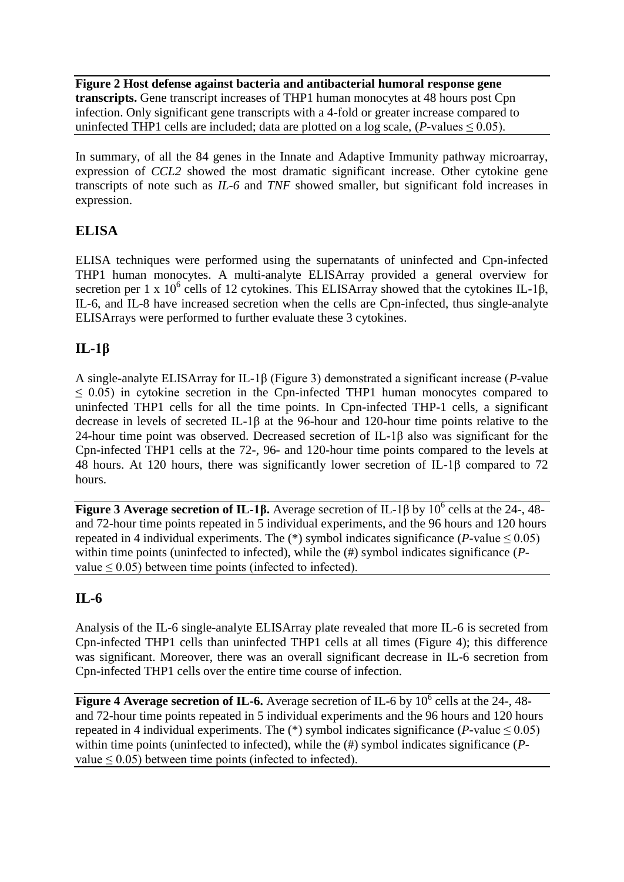**Figure 2 Host defense against bacteria and antibacterial humoral response gene transcripts.** Gene transcript increases of THP1 human monocytes at 48 hours post Cpn infection. Only significant gene transcripts with a 4-fold or greater increase compared to uninfected THP1 cells are included; data are plotted on a log scale, (*P*-values ≤ 0.05).

In summary, of all the 84 genes in the Innate and Adaptive Immunity pathway microarray, expression of *CCL2* showed the most dramatic significant increase. Other cytokine gene transcripts of note such as *IL-6* and *TNF* showed smaller, but significant fold increases in expression.

## ELISA

ELISA techniques were performed using the supernatants of uninfected and Cpn-infected THP1 human monocytes. A multi-analyte ELISArray provided a general overview for secretion per 1 x $10^6$ cells of 12 cytokines. This ELISArray showed that the cytokines IL-1β, IL-6, and IL-8 have increased secretion when the cells are Cpn-infected, thus single-analyte ELISArrays were performed to further evaluate these 3 cytokines.

## IL-1β

A single-analyte ELISArray for IL-1β (Figure 3) demonstrated a significant increase (*P*-value ≤ 0.05) in cytokine secretion in the Cpn-infected THP1 human monocytes compared to uninfected THP1 cells for all the time points. In Cpn-infected THP-1 cells, a significant decrease in levels of secreted IL-1β at the 96-hour and 120-hour time points relative to the 24-hour time point was observed. Decreased secretion of IL-1β also was significant for the Cpn-infected THP1 cells at the 72-, 96- and 120-hour time points compared to the levels at 48 hours. At 120 hours, there was significantly lower secretion of IL-1β compared to 72 hours.

**Figure 3 Average secretion of IL-1β.** Average secretion of IL-1β by $10^6$ cells at the 24-, 48- and 72-hour time points repeated in 5 individual experiments, and the 96 hours and 120 hours repeated in 4 individual experiments. The (*) symbol indicates significance (*P*-value ≤ 0.05) within time points (uninfected to infected), while the (#) symbol indicates significance (*P*-value ≤ 0.05) between time points (infected to infected).

## IL-6

Analysis of the IL-6 single-analyte ELISArray plate revealed that more IL-6 is secreted from Cpn-infected THP1 cells than uninfected THP1 cells at all times (Figure 4); this difference was significant. Moreover, there was an overall significant decrease in IL-6 secretion from Cpn-infected THP1 cells over the entire time course of infection.

**Figure 4 Average secretion of IL-6.** Average secretion of IL-6 by $10^6$ cells at the 24-, 48- and 72-hour time points repeated in 5 individual experiments and the 96 hours and 120 hours repeated in 4 individual experiments. The (*) symbol indicates significance (*P*-value ≤ 0.05) within time points (uninfected to infected), while the (#) symbol indicates significance (*P*-value ≤ 0.05) between time points (infected to infected).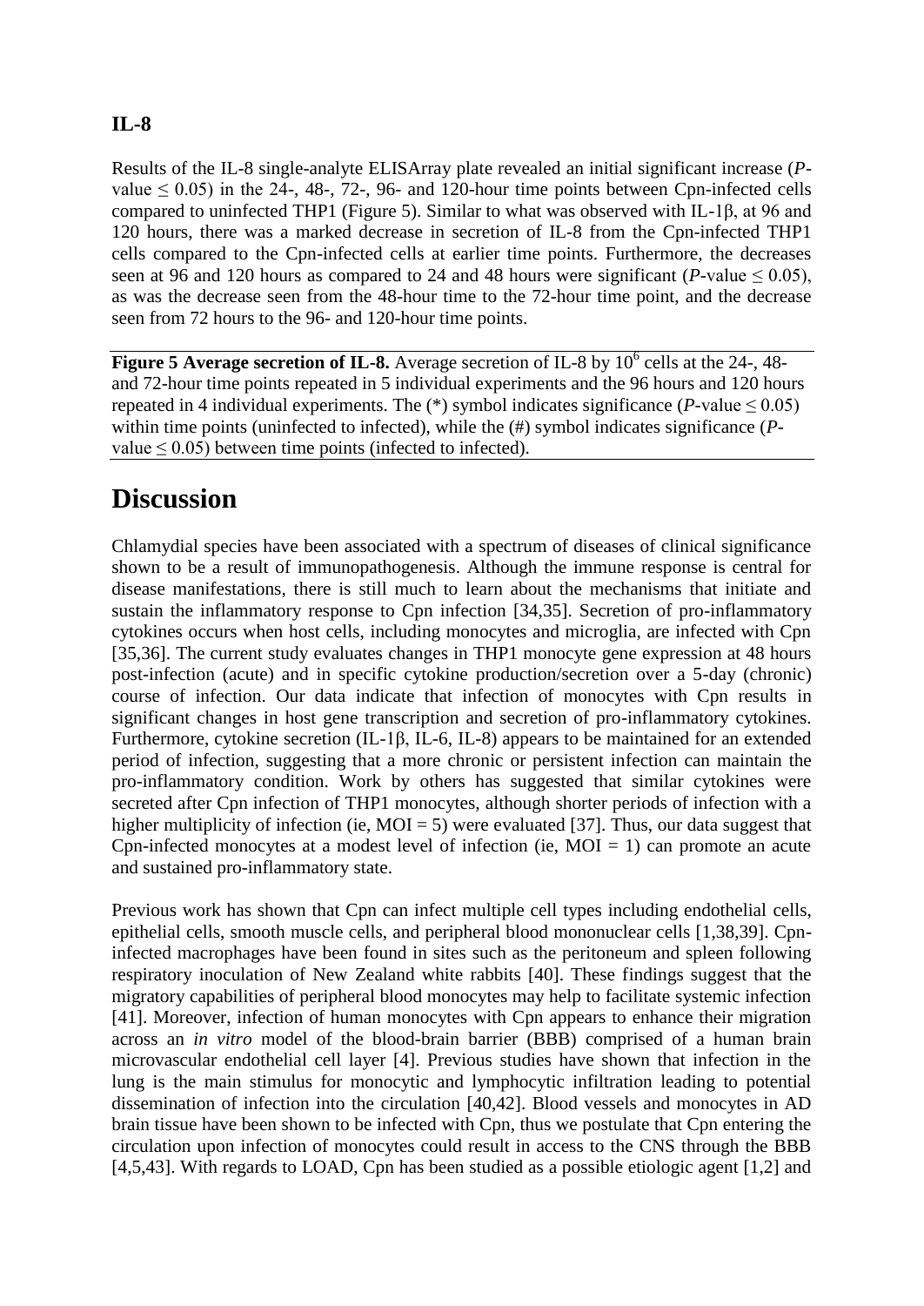### IL-8

Results of the IL-8 single-analyte ELISArray plate revealed an initial significant increase (*P*-value ≤ 0.05) in the 24-, 48-, 72-, 96- and 120-hour time points between Cpn-infected cells compared to uninfected THP1 (Figure 5). Similar to what was observed with IL-1β, at 96 and 120 hours, there was a marked decrease in secretion of IL-8 from the Cpn-infected THP1 cells compared to the Cpn-infected cells at earlier time points. Furthermore, the decreases seen at 96 and 120 hours as compared to 24 and 48 hours were significant (*P*-value ≤ 0.05), as was the decrease seen from the 48-hour time to the 72-hour time point, and the decrease seen from 72 hours to the 96- and 120-hour time points.

**Figure 5 Average secretion of IL-8.** Average secretion of IL-8 by $10^6$ cells at the 24-, 48- and 72-hour time points repeated in 5 individual experiments and the 96 hours and 120 hours repeated in 4 individual experiments. The (*) symbol indicates significance (*P*-value ≤ 0.05) within time points (uninfected to infected), while the (#) symbol indicates significance (*P*-value ≤ 0.05) between time points (infected to infected).

## Discussion

Chlamydial species have been associated with a spectrum of diseases of clinical significance shown to be a result of immunopathogenesis. Although the immune response is central for disease manifestations, there is still much to learn about the mechanisms that initiate and sustain the inflammatory response to Cpn infection [34,35]. Secretion of pro-inflammatory cytokines occurs when host cells, including monocytes and microglia, are infected with Cpn [35,36]. The current study evaluates changes in THP1 monocyte gene expression at 48 hours post-infection (acute) and in specific cytokine production/secretion over a 5-day (chronic) course of infection. Our data indicate that infection of monocytes with Cpn results in significant changes in host gene transcription and secretion of pro-inflammatory cytokines. Furthermore, cytokine secretion (IL-1β, IL-6, IL-8) appears to be maintained for an extended period of infection, suggesting that a more chronic or persistent infection can maintain the pro-inflammatory condition. Work by others has suggested that similar cytokines were secreted after Cpn infection of THP1 monocytes, although shorter periods of infection with a higher multiplicity of infection (ie, MOI = 5) were evaluated [37]. Thus, our data suggest that Cpn-infected monocytes at a modest level of infection (ie, MOI = 1) can promote an acute and sustained pro-inflammatory state.

Previous work has shown that Cpn can infect multiple cell types including endothelial cells, epithelial cells, smooth muscle cells, and peripheral blood mononuclear cells [1,38,39]. Cpn-infected macrophages have been found in sites such as the peritoneum and spleen following respiratory inoculation of New Zealand white rabbits [40]. These findings suggest that the migratory capabilities of peripheral blood monocytes may help to facilitate systemic infection [41]. Moreover, infection of human monocytes with Cpn appears to enhance their migration across an *in vitro* model of the blood-brain barrier (BBB) comprised of a human brain microvascular endothelial cell layer [4]. Previous studies have shown that infection in the lung is the main stimulus for monocytic and lymphocytic infiltration leading to potential dissemination of infection into the circulation [40,42]. Blood vessels and monocytes in AD brain tissue have been shown to be infected with Cpn, thus we postulate that Cpn entering the circulation upon infection of monocytes could result in access to the CNS through the BBB [4,5,43]. With regards to LOAD, Cpn has been studied as a possible etiologic agent [1,2] and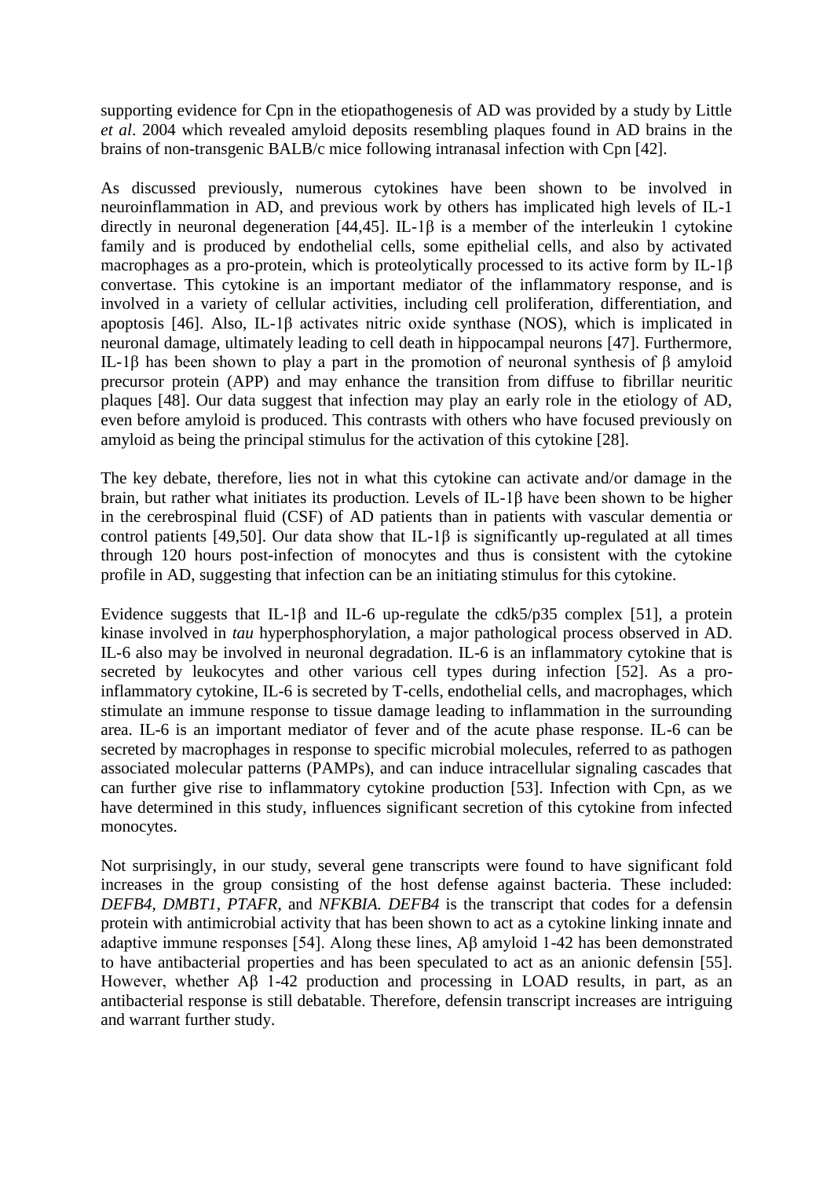supporting evidence for Cpn in the etiopathogenesis of AD was provided by a study by Little *et al*. 2004 which revealed amyloid deposits resembling plaques found in AD brains in the brains of non-transgenic BALB/c mice following intranasal infection with Cpn [42].

As discussed previously, numerous cytokines have been shown to be involved in neuroinflammation in AD, and previous work by others has implicated high levels of IL-1 directly in neuronal degeneration [44,45]. IL-1β is a member of the interleukin 1 cytokine family and is produced by endothelial cells, some epithelial cells, and also by activated macrophages as a pro-protein, which is proteolytically processed to its active form by IL-1β convertase. This cytokine is an important mediator of the inflammatory response, and is involved in a variety of cellular activities, including cell proliferation, differentiation, and apoptosis [46]. Also, IL-1β activates nitric oxide synthase (NOS), which is implicated in neuronal damage, ultimately leading to cell death in hippocampal neurons [47]. Furthermore, IL-1β has been shown to play a part in the promotion of neuronal synthesis of β amyloid precursor protein (APP) and may enhance the transition from diffuse to fibrillar neuritic plaques [48]. Our data suggest that infection may play an early role in the etiology of AD, even before amyloid is produced. This contrasts with others who have focused previously on amyloid as being the principal stimulus for the activation of this cytokine [28].

The key debate, therefore, lies not in what this cytokine can activate and/or damage in the brain, but rather what initiates its production. Levels of IL-1β have been shown to be higher in the cerebrospinal fluid (CSF) of AD patients than in patients with vascular dementia or control patients [49,50]. Our data show that IL-1β is significantly up-regulated at all times through 120 hours post-infection of monocytes and thus is consistent with the cytokine profile in AD, suggesting that infection can be an initiating stimulus for this cytokine.

Evidence suggests that IL-1β and IL-6 up-regulate the cdk5/p35 complex [51], a protein kinase involved in *tau* hyperphosphorylation, a major pathological process observed in AD. IL-6 also may be involved in neuronal degradation. IL-6 is an inflammatory cytokine that is secreted by leukocytes and other various cell types during infection [52]. As a pro-inflammatory cytokine, IL-6 is secreted by T-cells, endothelial cells, and macrophages, which stimulate an immune response to tissue damage leading to inflammation in the surrounding area. IL-6 is an important mediator of fever and of the acute phase response. IL-6 can be secreted by macrophages in response to specific microbial molecules, referred to as pathogen associated molecular patterns (PAMPs), and can induce intracellular signaling cascades that can further give rise to inflammatory cytokine production [53]. Infection with Cpn, as we have determined in this study, influences significant secretion of this cytokine from infected monocytes.

Not surprisingly, in our study, several gene transcripts were found to have significant fold increases in the group consisting of the host defense against bacteria. These included: *DEFB4*, *DMBT1*, *PTAFR*, and *NFKBIA. DEFB4* is the transcript that codes for a defensin protein with antimicrobial activity that has been shown to act as a cytokine linking innate and adaptive immune responses [54]. Along these lines, Aβ amyloid 1-42 has been demonstrated to have antibacterial properties and has been speculated to act as an anionic defensin [55]. However, whether Aβ 1-42 production and processing in LOAD results, in part, as an antibacterial response is still debatable. Therefore, defensin transcript increases are intriguing and warrant further study.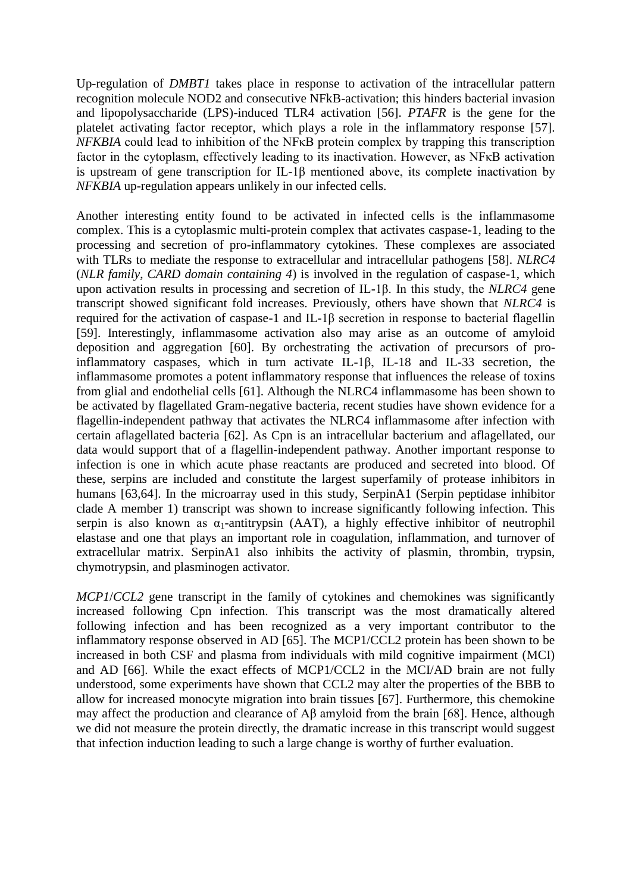Up-regulation of *DMBT1* takes place in response to activation of the intracellular pattern recognition molecule NOD2 and consecutive NFkB-activation; this hinders bacterial invasion and lipopolysaccharide (LPS)-induced TLR4 activation [56]. *PTAFR* is the gene for the platelet activating factor receptor, which plays a role in the inflammatory response [57]. *NFKBIA* could lead to inhibition of the NFκB protein complex by trapping this transcription factor in the cytoplasm, effectively leading to its inactivation. However, as NFκB activation is upstream of gene transcription for IL-1β mentioned above, its complete inactivation by *NFKBIA* up-regulation appears unlikely in our infected cells.

Another interesting entity found to be activated in infected cells is the inflammasome complex. This is a cytoplasmic multi-protein complex that activates caspase-1, leading to the processing and secretion of pro-inflammatory cytokines. These complexes are associated with TLRs to mediate the response to extracellular and intracellular pathogens [58]. *NLRC4* (*NLR family*, *CARD domain containing 4*) is involved in the regulation of caspase-1, which upon activation results in processing and secretion of IL-1β. In this study, the *NLRC4* gene transcript showed significant fold increases. Previously, others have shown that *NLRC4* is required for the activation of caspase-1 and IL-1β secretion in response to bacterial flagellin [59]. Interestingly, inflammasome activation also may arise as an outcome of amyloid deposition and aggregation [60]. By orchestrating the activation of precursors of pro-inflammatory caspases, which in turn activate IL-1β, IL-18 and IL-33 secretion, the inflammasome promotes a potent inflammatory response that influences the release of toxins from glial and endothelial cells [61]. Although the NLRC4 inflammasome has been shown to be activated by flagellated Gram-negative bacteria, recent studies have shown evidence for a flagellin-independent pathway that activates the NLRC4 inflammasome after infection with certain aflagellated bacteria [62]. As Cpn is an intracellular bacterium and aflagellated, our data would support that of a flagellin-independent pathway. Another important response to infection is one in which acute phase reactants are produced and secreted into blood. Of these, serpins are included and constitute the largest superfamily of protease inhibitors in humans [63,64]. In the microarray used in this study, SerpinA1 (Serpin peptidase inhibitor clade A member 1) transcript was shown to increase significantly following infection. This serpin is also known as $\alpha_1$-antitrypsin (AAT), a highly effective inhibitor of neutrophil elastase and one that plays an important role in coagulation, inflammation, and turnover of extracellular matrix. SerpinA1 also inhibits the activity of plasmin, thrombin, trypsin, chymotrypsin, and plasminogen activator.

*MCP1*/*CCL2* gene transcript in the family of cytokines and chemokines was significantly increased following Cpn infection. This transcript was the most dramatically altered following infection and has been recognized as a very important contributor to the inflammatory response observed in AD [65]. The MCP1/CCL2 protein has been shown to be increased in both CSF and plasma from individuals with mild cognitive impairment (MCI) and AD [66]. While the exact effects of MCP1/CCL2 in the MCI/AD brain are not fully understood, some experiments have shown that CCL2 may alter the properties of the BBB to allow for increased monocyte migration into brain tissues [67]. Furthermore, this chemokine may affect the production and clearance of Aβ amyloid from the brain [68]. Hence, although we did not measure the protein directly, the dramatic increase in this transcript would suggest that infection induction leading to such a large change is worthy of further evaluation.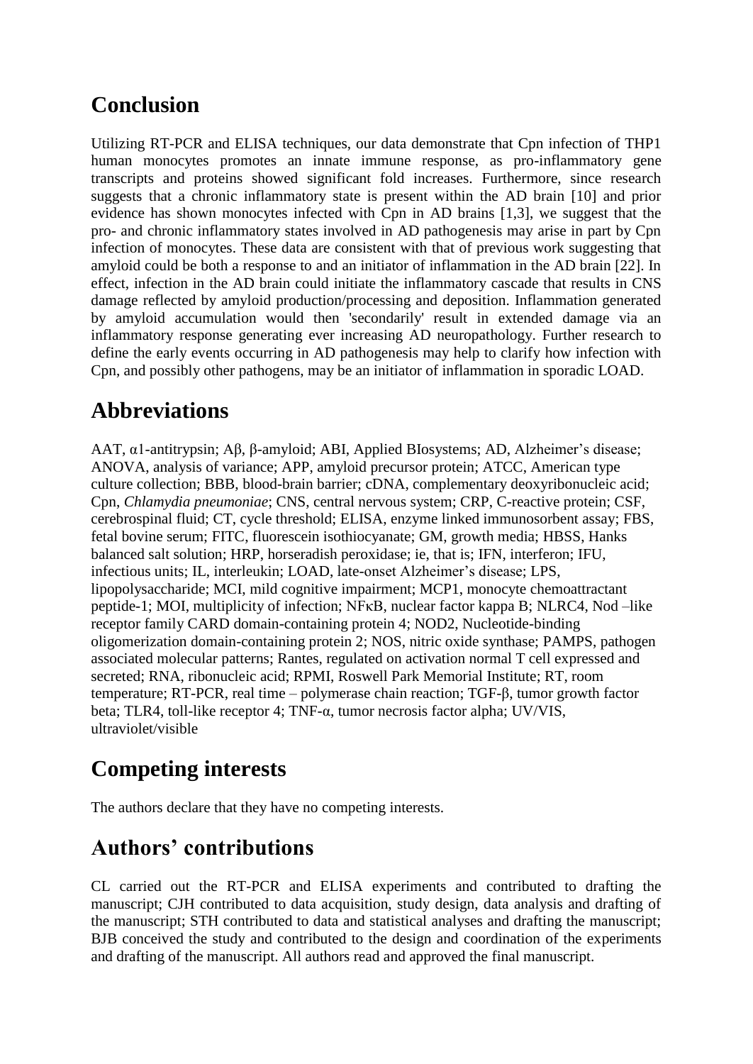## Conclusion

Utilizing RT-PCR and ELISA techniques, our data demonstrate that Cpn infection of THP1 human monocytes promotes an innate immune response, as pro-inflammatory gene transcripts and proteins showed significant fold increases. Furthermore, since research suggests that a chronic inflammatory state is present within the AD brain [10] and prior evidence has shown monocytes infected with Cpn in AD brains [1,3], we suggest that the pro- and chronic inflammatory states involved in AD pathogenesis may arise in part by Cpn infection of monocytes. These data are consistent with that of previous work suggesting that amyloid could be both a response to and an initiator of inflammation in the AD brain [22]. In effect, infection in the AD brain could initiate the inflammatory cascade that results in CNS damage reflected by amyloid production/processing and deposition. Inflammation generated by amyloid accumulation would then 'secondarily' result in extended damage via an inflammatory response generating ever increasing AD neuropathology. Further research to define the early events occurring in AD pathogenesis may help to clarify how infection with Cpn, and possibly other pathogens, may be an initiator of inflammation in sporadic LOAD.

## Abbreviations

AAT, α1-antitrypsin; Aβ, β-amyloid; ABI, Applied BIosystems; AD, Alzheimer's disease; ANOVA, analysis of variance; APP, amyloid precursor protein; ATCC, American type culture collection; BBB, blood-brain barrier; cDNA, complementary deoxyribonucleic acid; Cpn, *Chlamydia pneumoniae*; CNS, central nervous system; CRP, C-reactive protein; CSF, cerebrospinal fluid; CT, cycle threshold; ELISA, enzyme linked immunosorbent assay; FBS, fetal bovine serum; FITC, fluorescein isothiocyanate; GM, growth media; HBSS, Hanks balanced salt solution; HRP, horseradish peroxidase; ie, that is; IFN, interferon; IFU, infectious units; IL, interleukin; LOAD, late-onset Alzheimer's disease; LPS, lipopolysaccharide; MCI, mild cognitive impairment; MCP1, monocyte chemoattractant peptide-1; MOI, multiplicity of infection; NFκB, nuclear factor kappa B; NLRC4, Nod –like receptor family CARD domain-containing protein 4; NOD2, Nucleotide-binding oligomerization domain-containing protein 2; NOS, nitric oxide synthase; PAMPS, pathogen associated molecular patterns; Rantes, regulated on activation normal T cell expressed and secreted; RNA, ribonucleic acid; RPMI, Roswell Park Memorial Institute; RT, room temperature; RT-PCR, real time – polymerase chain reaction; TGF-β, tumor growth factor beta; TLR4, toll-like receptor 4; TNF-α, tumor necrosis factor alpha; UV/VIS, ultraviolet/visible

## Competing interests

The authors declare that they have no competing interests.

## Authors' contributions

CL carried out the RT-PCR and ELISA experiments and contributed to drafting the manuscript; CJH contributed to data acquisition, study design, data analysis and drafting of the manuscript; STH contributed to data and statistical analyses and drafting the manuscript; BJB conceived the study and contributed to the design and coordination of the experiments and drafting of the manuscript. All authors read and approved the final manuscript.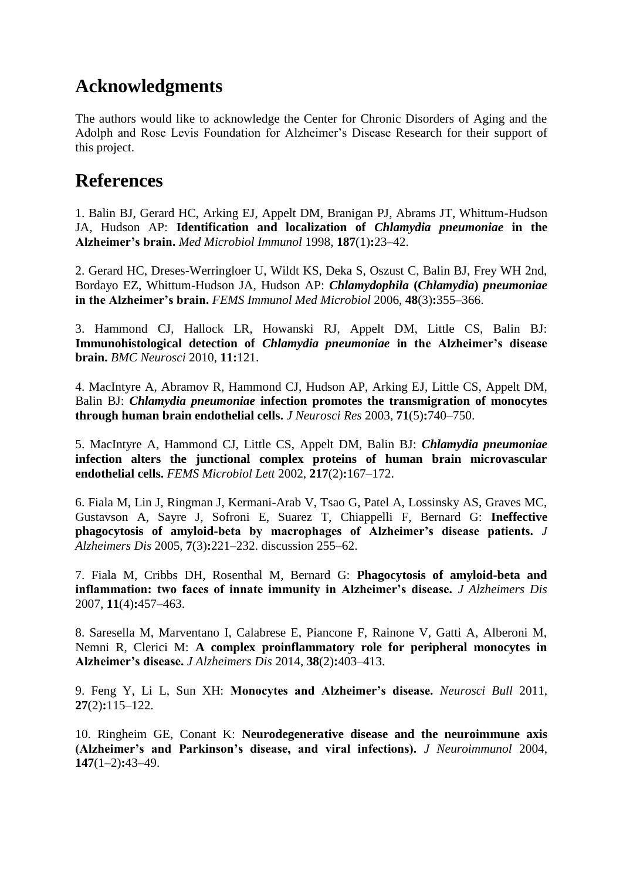## Acknowledgments

The authors would like to acknowledge the Center for Chronic Disorders of Aging and the Adolph and Rose Levis Foundation for Alzheimer's Disease Research for their support of this project.

## References

1. Balin BJ, Gerard HC, Arking EJ, Appelt DM, Branigan PJ, Abrams JT, Whittum-Hudson JA, Hudson AP: **Identification and localization of *Chlamydia pneumoniae* in the Alzheimer's brain.** *Med Microbiol Immunol* 1998, **187**(1)**:**23–42.

2. Gerard HC, Dreses-Werringloer U, Wildt KS, Deka S, Oszust C, Balin BJ, Frey WH 2nd, Bordayo EZ, Whittum-Hudson JA, Hudson AP: ***Chlamydophila* (*Chlamydia*) *pneumoniae* in the Alzheimer's brain.** *FEMS Immunol Med Microbiol* 2006, **48**(3)**:**355–366.

3. Hammond CJ, Hallock LR, Howanski RJ, Appelt DM, Little CS, Balin BJ: **Immunohistological detection of *Chlamydia pneumoniae* in the Alzheimer's disease brain.** *BMC Neurosci* 2010, **11:**121.

4. MacIntyre A, Abramov R, Hammond CJ, Hudson AP, Arking EJ, Little CS, Appelt DM, Balin BJ: ***Chlamydia pneumoniae* infection promotes the transmigration of monocytes through human brain endothelial cells.** *J Neurosci Res* 2003, **71**(5)**:**740–750.

5. MacIntyre A, Hammond CJ, Little CS, Appelt DM, Balin BJ: ***Chlamydia pneumoniae* infection alters the junctional complex proteins of human brain microvascular endothelial cells.** *FEMS Microbiol Lett* 2002, **217**(2)**:**167–172.

6. Fiala M, Lin J, Ringman J, Kermani-Arab V, Tsao G, Patel A, Lossinsky AS, Graves MC, Gustavson A, Sayre J, Sofroni E, Suarez T, Chiappelli F, Bernard G: **Ineffective phagocytosis of amyloid-beta by macrophages of Alzheimer's disease patients.** *J Alzheimers Dis* 2005, **7**(3)**:**221–232. discussion 255–62.

7. Fiala M, Cribbs DH, Rosenthal M, Bernard G: **Phagocytosis of amyloid-beta and inflammation: two faces of innate immunity in Alzheimer's disease.** *J Alzheimers Dis* 2007, **11**(4)**:**457–463.

8. Saresella M, Marventano I, Calabrese E, Piancone F, Rainone V, Gatti A, Alberoni M, Nemni R, Clerici M: **A complex proinflammatory role for peripheral monocytes in Alzheimer's disease.** *J Alzheimers Dis* 2014, **38**(2)**:**403–413.

9. Feng Y, Li L, Sun XH: **Monocytes and Alzheimer's disease.** *Neurosci Bull* 2011, **27**(2)**:**115–122.

10. Ringheim GE, Conant K: **Neurodegenerative disease and the neuroimmune axis (Alzheimer's and Parkinson's disease, and viral infections).** *J Neuroimmunol* 2004, **147**(1–2)**:**43–49.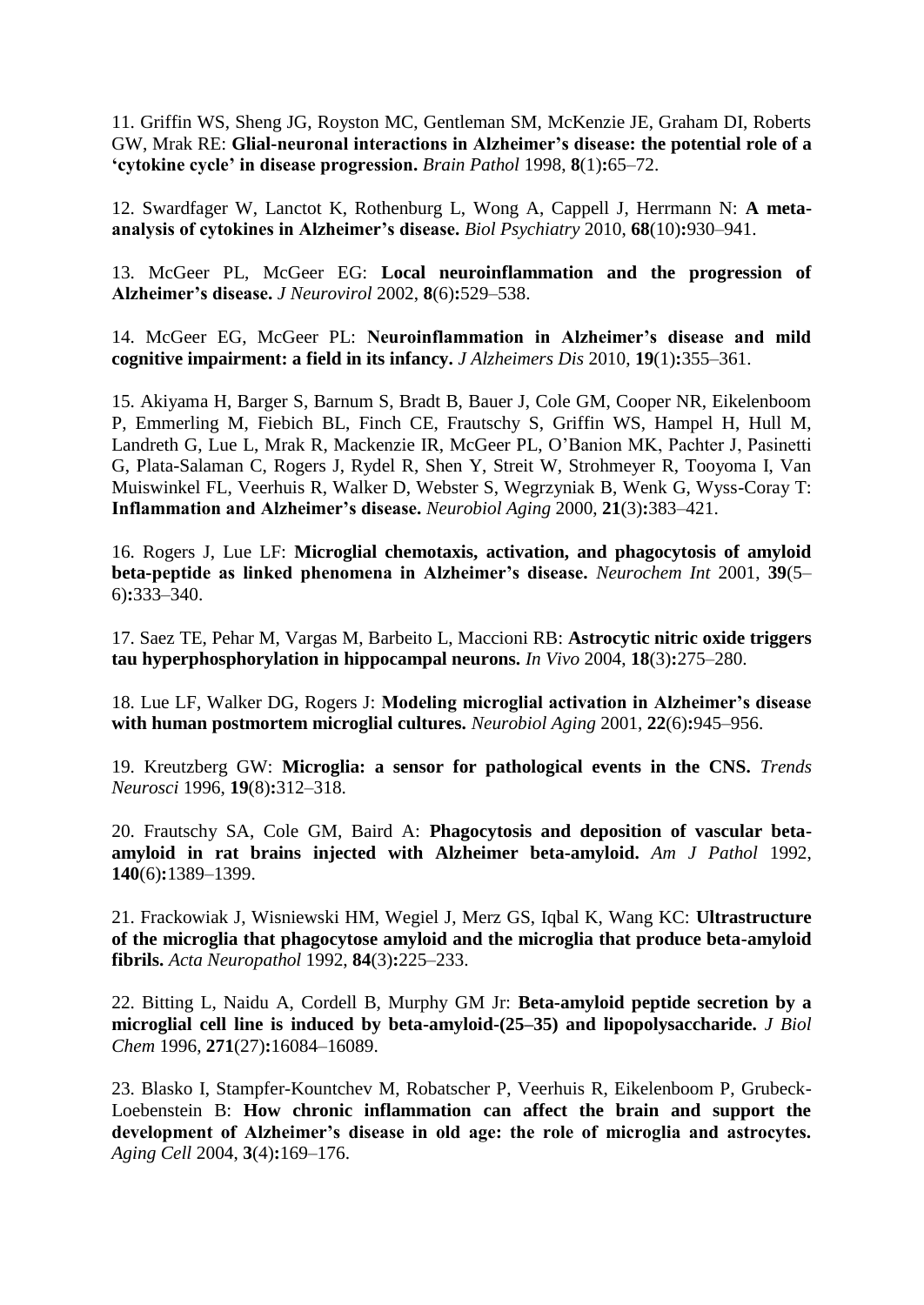11. Griffin WS, Sheng JG, Royston MC, Gentleman SM, McKenzie JE, Graham DI, Roberts GW, Mrak RE: **Glial-neuronal interactions in Alzheimer's disease: the potential role of a 'cytokine cycle' in disease progression.** *Brain Pathol* 1998, **8**(1)**:**65–72.

12. Swardfager W, Lanctot K, Rothenburg L, Wong A, Cappell J, Herrmann N: **A meta-analysis of cytokines in Alzheimer's disease.** *Biol Psychiatry* 2010, **68**(10)**:**930–941.

13. McGeer PL, McGeer EG: **Local neuroinflammation and the progression of Alzheimer's disease.** *J Neurovirol* 2002, **8**(6)**:**529–538.

14. McGeer EG, McGeer PL: **Neuroinflammation in Alzheimer's disease and mild cognitive impairment: a field in its infancy.** *J Alzheimers Dis* 2010, **19**(1)**:**355–361.

15. Akiyama H, Barger S, Barnum S, Bradt B, Bauer J, Cole GM, Cooper NR, Eikelenboom P, Emmerling M, Fiebich BL, Finch CE, Frautschy S, Griffin WS, Hampel H, Hull M, Landreth G, Lue L, Mrak R, Mackenzie IR, McGeer PL, O'Banion MK, Pachter J, Pasinetti G, Plata-Salaman C, Rogers J, Rydel R, Shen Y, Streit W, Strohmeyer R, Tooyoma I, Van Muiswinkel FL, Veerhuis R, Walker D, Webster S, Wegrzyniak B, Wenk G, Wyss-Coray T: **Inflammation and Alzheimer's disease.** *Neurobiol Aging* 2000, **21**(3)**:**383–421.

16. Rogers J, Lue LF: **Microglial chemotaxis, activation, and phagocytosis of amyloid beta-peptide as linked phenomena in Alzheimer's disease.** *Neurochem Int* 2001, **39**(5–6)**:**333–340.

17. Saez TE, Pehar M, Vargas M, Barbeito L, Maccioni RB: **Astrocytic nitric oxide triggers tau hyperphosphorylation in hippocampal neurons.** *In Vivo* 2004, **18**(3)**:**275–280.

18. Lue LF, Walker DG, Rogers J: **Modeling microglial activation in Alzheimer's disease with human postmortem microglial cultures.** *Neurobiol Aging* 2001, **22**(6)**:**945–956.

19. Kreutzberg GW: **Microglia: a sensor for pathological events in the CNS.** *Trends Neurosci* 1996, **19**(8)**:**312–318.

20. Frautschy SA, Cole GM, Baird A: **Phagocytosis and deposition of vascular beta-amyloid in rat brains injected with Alzheimer beta-amyloid.** *Am J Pathol* 1992, **140**(6)**:**1389–1399.

21. Frackowiak J, Wisniewski HM, Wegiel J, Merz GS, Iqbal K, Wang KC: **Ultrastructure of the microglia that phagocytose amyloid and the microglia that produce beta-amyloid fibrils.** *Acta Neuropathol* 1992, **84**(3)**:**225–233.

22. Bitting L, Naidu A, Cordell B, Murphy GM Jr: **Beta-amyloid peptide secretion by a microglial cell line is induced by beta-amyloid-(25–35) and lipopolysaccharide.** *J Biol Chem* 1996, **271**(27)**:**16084–16089.

23. Blasko I, Stampfer-Kountchev M, Robatscher P, Veerhuis R, Eikelenboom P, Grubeck-Loebenstein B: **How chronic inflammation can affect the brain and support the development of Alzheimer's disease in old age: the role of microglia and astrocytes.** *Aging Cell* 2004, **3**(4)**:**169–176.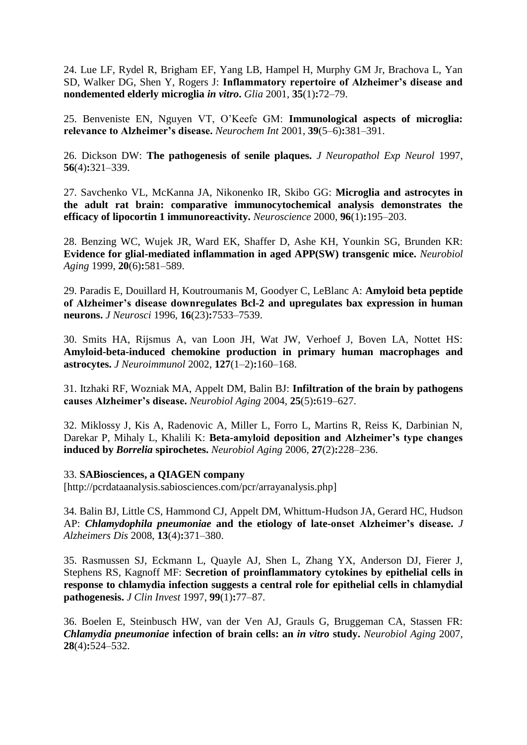24. Lue LF, Rydel R, Brigham EF, Yang LB, Hampel H, Murphy GM Jr, Brachova L, Yan SD, Walker DG, Shen Y, Rogers J: **Inflammatory repertoire of Alzheimer's disease and nondemented elderly microglia *in vitro*.** *Glia* 2001, **35**(1)**:**72–79.

25. Benveniste EN, Nguyen VT, O'Keefe GM: **Immunological aspects of microglia: relevance to Alzheimer's disease.** *Neurochem Int* 2001, **39**(5–6)**:**381–391.

26. Dickson DW: **The pathogenesis of senile plaques.** *J Neuropathol Exp Neurol* 1997, **56**(4)**:**321–339.

27. Savchenko VL, McKanna JA, Nikonenko IR, Skibo GG: **Microglia and astrocytes in the adult rat brain: comparative immunocytochemical analysis demonstrates the efficacy of lipocortin 1 immunoreactivity.** *Neuroscience* 2000, **96**(1)**:**195–203.

28. Benzing WC, Wujek JR, Ward EK, Shaffer D, Ashe KH, Younkin SG, Brunden KR: **Evidence for glial-mediated inflammation in aged APP(SW) transgenic mice.** *Neurobiol Aging* 1999, **20**(6)**:**581–589.

29. Paradis E, Douillard H, Koutroumanis M, Goodyer C, LeBlanc A: **Amyloid beta peptide of Alzheimer's disease downregulates Bcl-2 and upregulates bax expression in human neurons.** *J Neurosci* 1996, **16**(23)**:**7533–7539.

30. Smits HA, Rijsmus A, van Loon JH, Wat JW, Verhoef J, Boven LA, Nottet HS: **Amyloid-beta-induced chemokine production in primary human macrophages and astrocytes.** *J Neuroimmunol* 2002, **127**(1–2)**:**160–168.

31. Itzhaki RF, Wozniak MA, Appelt DM, Balin BJ: **Infiltration of the brain by pathogens causes Alzheimer's disease.** *Neurobiol Aging* 2004, **25**(5)**:**619–627.

32. Miklossy J, Kis A, Radenovic A, Miller L, Forro L, Martins R, Reiss K, Darbinian N, Darekar P, Mihaly L, Khalili K: **Beta-amyloid deposition and Alzheimer's type changes induced by *Borrelia* spirochetes.** *Neurobiol Aging* 2006, **27**(2)**:**228–236.

33. **SABiosciences, a QIAGEN company**
[http://pcrdataanalysis.sabiosciences.com/pcr/arrayanalysis.php]

34. Balin BJ, Little CS, Hammond CJ, Appelt DM, Whittum-Hudson JA, Gerard HC, Hudson AP: ***Chlamydophila pneumoniae* and the etiology of late-onset Alzheimer's disease.** *J Alzheimers Dis* 2008, **13**(4)**:**371–380.

35. Rasmussen SJ, Eckmann L, Quayle AJ, Shen L, Zhang YX, Anderson DJ, Fierer J, Stephens RS, Kagnoff MF: **Secretion of proinflammatory cytokines by epithelial cells in response to chlamydia infection suggests a central role for epithelial cells in chlamydial pathogenesis.** *J Clin Invest* 1997, **99**(1)**:**77–87.

36. Boelen E, Steinbusch HW, van der Ven AJ, Grauls G, Bruggeman CA, Stassen FR: ***Chlamydia pneumoniae* infection of brain cells: an *in vitro* study.** *Neurobiol Aging* 2007, **28**(4)**:**524–532.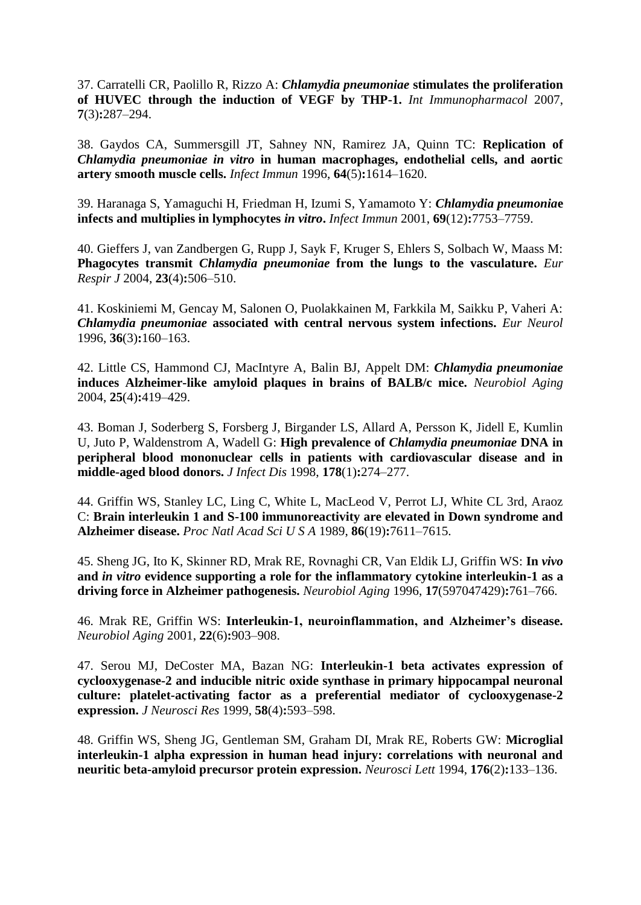37. Carratelli CR, Paolillo R, Rizzo A: ***Chlamydia pneumoniae*** **stimulates the proliferation of HUVEC through the induction of VEGF by THP-1.** *Int Immunopharmacol* 2007, **7**(3)**:**287–294.

38. Gaydos CA, Summersgill JT, Sahney NN, Ramirez JA, Quinn TC: **Replication of** ***Chlamydia pneumoniae in vitro*** **in human macrophages, endothelial cells, and aortic artery smooth muscle cells.** *Infect Immun* 1996, **64**(5)**:**1614–1620.

39. Haranaga S, Yamaguchi H, Friedman H, Izumi S, Yamamoto Y: ***Chlamydia pneumonia*e infects and multiplies in lymphocytes** ***in vitro*****.** *Infect Immun* 2001, **69**(12)**:**7753–7759.

40. Gieffers J, van Zandbergen G, Rupp J, Sayk F, Kruger S, Ehlers S, Solbach W, Maass M: **Phagocytes transmit** ***Chlamydia pneumoniae*** **from the lungs to the vasculature.** *Eur Respir J* 2004, **23**(4)**:**506–510.

41. Koskiniemi M, Gencay M, Salonen O, Puolakkainen M, Farkkila M, Saikku P, Vaheri A: ***Chlamydia pneumoniae*** **associated with central nervous system infections.** *Eur Neurol* 1996, **36**(3)**:**160–163.

42. Little CS, Hammond CJ, MacIntyre A, Balin BJ, Appelt DM: ***Chlamydia pneumoniae*** **induces Alzheimer-like amyloid plaques in brains of BALB/c mice.** *Neurobiol Aging* 2004, **25**(4)**:**419–429.

43. Boman J, Soderberg S, Forsberg J, Birgander LS, Allard A, Persson K, Jidell E, Kumlin U, Juto P, Waldenstrom A, Wadell G: **High prevalence of** ***Chlamydia pneumoniae*** **DNA in peripheral blood mononuclear cells in patients with cardiovascular disease and in middle-aged blood donors.** *J Infect Dis* 1998, **178**(1)**:**274–277.

44. Griffin WS, Stanley LC, Ling C, White L, MacLeod V, Perrot LJ, White CL 3rd, Araoz C: **Brain interleukin 1 and S-100 immunoreactivity are elevated in Down syndrome and Alzheimer disease.** *Proc Natl Acad Sci U S A* 1989, **86**(19)**:**7611–7615.

45. Sheng JG, Ito K, Skinner RD, Mrak RE, Rovnaghi CR, Van Eldik LJ, Griffin WS: **In** ***vivo*** **and** ***in vitro*** **evidence supporting a role for the inflammatory cytokine interleukin-1 as a driving force in Alzheimer pathogenesis.** *Neurobiol Aging* 1996, **17**(597047429)**:**761–766.

46. Mrak RE, Griffin WS: **Interleukin-1, neuroinflammation, and Alzheimer's disease.** *Neurobiol Aging* 2001, **22**(6)**:**903–908.

47. Serou MJ, DeCoster MA, Bazan NG: **Interleukin-1 beta activates expression of cyclooxygenase-2 and inducible nitric oxide synthase in primary hippocampal neuronal culture: platelet-activating factor as a preferential mediator of cyclooxygenase-2 expression.** *J Neurosci Res* 1999, **58**(4)**:**593–598.

48. Griffin WS, Sheng JG, Gentleman SM, Graham DI, Mrak RE, Roberts GW: **Microglial interleukin-1 alpha expression in human head injury: correlations with neuronal and neuritic beta-amyloid precursor protein expression.** *Neurosci Lett* 1994, **176**(2)**:**133–136.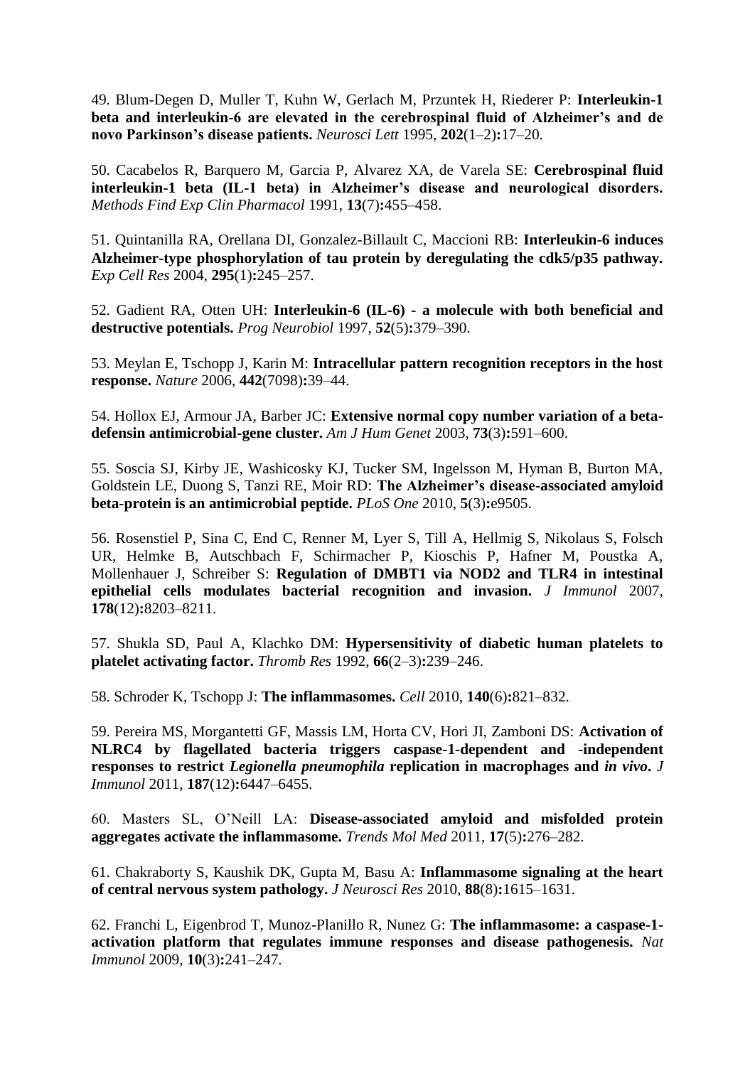49. Blum-Degen D, Muller T, Kuhn W, Gerlach M, Przuntek H, Riederer P: **Interleukin-1 beta and interleukin-6 are elevated in the cerebrospinal fluid of Alzheimer's and de novo Parkinson's disease patients.** *Neurosci Lett* 1995, **202**(1–2)**:**17–20.

50. Cacabelos R, Barquero M, Garcia P, Alvarez XA, de Varela SE: **Cerebrospinal fluid interleukin-1 beta (IL-1 beta) in Alzheimer's disease and neurological disorders.** *Methods Find Exp Clin Pharmacol* 1991, **13**(7)**:**455–458.

51. Quintanilla RA, Orellana DI, Gonzalez-Billault C, Maccioni RB: **Interleukin-6 induces Alzheimer-type phosphorylation of tau protein by deregulating the cdk5/p35 pathway.** *Exp Cell Res* 2004, **295**(1)**:**245–257.

52. Gadient RA, Otten UH: **Interleukin-6 (IL-6) - a molecule with both beneficial and destructive potentials.** *Prog Neurobiol* 1997, **52**(5)**:**379–390.

53. Meylan E, Tschopp J, Karin M: **Intracellular pattern recognition receptors in the host response.** *Nature* 2006, **442**(7098)**:**39–44.

54. Hollox EJ, Armour JA, Barber JC: **Extensive normal copy number variation of a beta-defensin antimicrobial-gene cluster.** *Am J Hum Genet* 2003, **73**(3)**:**591–600.

55. Soscia SJ, Kirby JE, Washicosky KJ, Tucker SM, Ingelsson M, Hyman B, Burton MA, Goldstein LE, Duong S, Tanzi RE, Moir RD: **The Alzheimer's disease-associated amyloid beta-protein is an antimicrobial peptide.** *PLoS One* 2010, **5**(3)**:**e9505.

56. Rosenstiel P, Sina C, End C, Renner M, Lyer S, Till A, Hellmig S, Nikolaus S, Folsch UR, Helmke B, Autschbach F, Schirmacher P, Kioschis P, Hafner M, Poustka A, Mollenhauer J, Schreiber S: **Regulation of DMBT1 via NOD2 and TLR4 in intestinal epithelial cells modulates bacterial recognition and invasion.** *J Immunol* 2007, **178**(12)**:**8203–8211.

57. Shukla SD, Paul A, Klachko DM: **Hypersensitivity of diabetic human platelets to platelet activating factor.** *Thromb Res* 1992, **66**(2–3)**:**239–246.

58. Schroder K, Tschopp J: **The inflammasomes.** *Cell* 2010, **140**(6)**:**821–832.

59. Pereira MS, Morgantetti GF, Massis LM, Horta CV, Hori JI, Zamboni DS: **Activation of NLRC4 by flagellated bacteria triggers caspase-1-dependent and -independent responses to restrict *Legionella pneumophila* replication in macrophages and *in vivo*.** *J Immunol* 2011, **187**(12)**:**6447–6455.

60. Masters SL, O'Neill LA: **Disease-associated amyloid and misfolded protein aggregates activate the inflammasome.** *Trends Mol Med* 2011, **17**(5)**:**276–282.

61. Chakraborty S, Kaushik DK, Gupta M, Basu A: **Inflammasome signaling at the heart of central nervous system pathology.** *J Neurosci Res* 2010, **88**(8)**:**1615–1631.

62. Franchi L, Eigenbrod T, Munoz-Planillo R, Nunez G: **The inflammasome: a caspase-1-activation platform that regulates immune responses and disease pathogenesis.** *Nat Immunol* 2009, **10**(3)**:**241–247.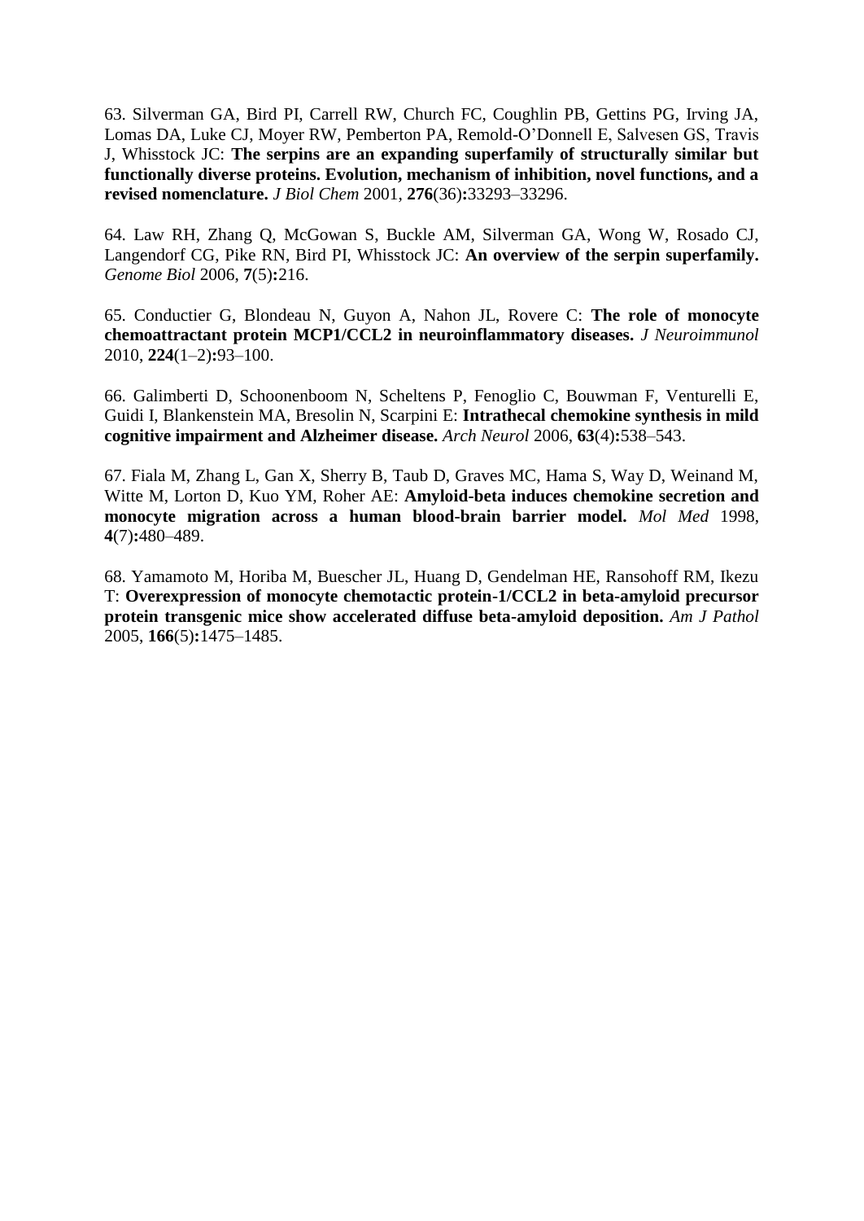63. Silverman GA, Bird PI, Carrell RW, Church FC, Coughlin PB, Gettins PG, Irving JA, Lomas DA, Luke CJ, Moyer RW, Pemberton PA, Remold-O'Donnell E, Salvesen GS, Travis J, Whisstock JC: **The serpins are an expanding superfamily of structurally similar but functionally diverse proteins. Evolution, mechanism of inhibition, novel functions, and a revised nomenclature.** *J Biol Chem* 2001, **276**(36)**:**33293–33296.

64. Law RH, Zhang Q, McGowan S, Buckle AM, Silverman GA, Wong W, Rosado CJ, Langendorf CG, Pike RN, Bird PI, Whisstock JC: **An overview of the serpin superfamily.** *Genome Biol* 2006, **7**(5)**:**216.

65. Conductier G, Blondeau N, Guyon A, Nahon JL, Rovere C: **The role of monocyte chemoattractant protein MCP1/CCL2 in neuroinflammatory diseases.** *J Neuroimmunol* 2010, **224**(1–2)**:**93–100.

66. Galimberti D, Schoonenboom N, Scheltens P, Fenoglio C, Bouwman F, Venturelli E, Guidi I, Blankenstein MA, Bresolin N, Scarpini E: **Intrathecal chemokine synthesis in mild cognitive impairment and Alzheimer disease.** *Arch Neurol* 2006, **63**(4)**:**538–543.

67. Fiala M, Zhang L, Gan X, Sherry B, Taub D, Graves MC, Hama S, Way D, Weinand M, Witte M, Lorton D, Kuo YM, Roher AE: **Amyloid-beta induces chemokine secretion and monocyte migration across a human blood-brain barrier model.** *Mol Med* 1998, **4**(7)**:**480–489.

68. Yamamoto M, Horiba M, Buescher JL, Huang D, Gendelman HE, Ransohoff RM, Ikezu T: **Overexpression of monocyte chemotactic protein-1/CCL2 in beta-amyloid precursor protein transgenic mice show accelerated diffuse beta-amyloid deposition.** *Am J Pathol* 2005, **166**(5)**:**1475–1485.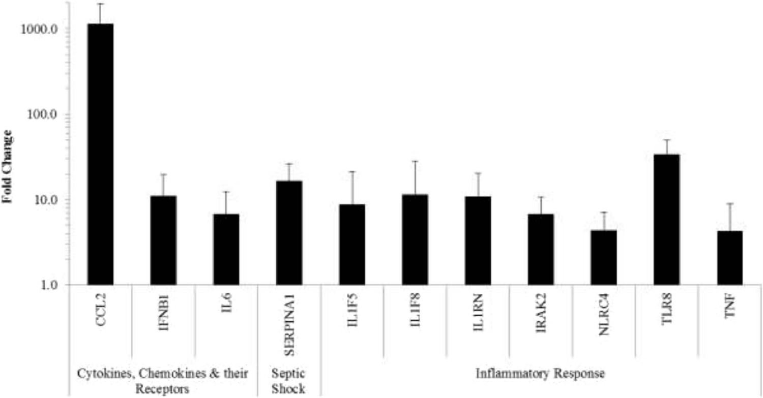Fold Change

1000.0

100.0

10.0

1.0

| Cytokines, Chemokines & their Receptors | | | Septic Shock | Inflammatory Response | | | | | | |
|---|---|---|---|---|---|---|---|---|---|---|
| CCL2 | IFNB1 | IL6 | SERPINA1 | IL1F5 | IL1F8 | IL1RN | IRAK2 | NLRC4 | TLR8 | TNF |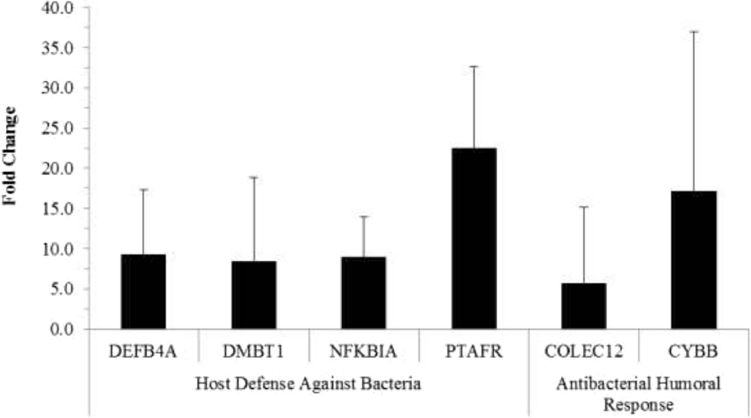Fold Change

40.0
35.0
30.0
25.0
20.0
15.0
10.0
5.0
0.0

| Host Defense Against Bacteria | | | | Antibacterial Humoral Response | |
|---|---|---|---|---|---|
| DEFB4A | DMBT1 | NFKBIA | PTAFR | COLEC12 | CYBB |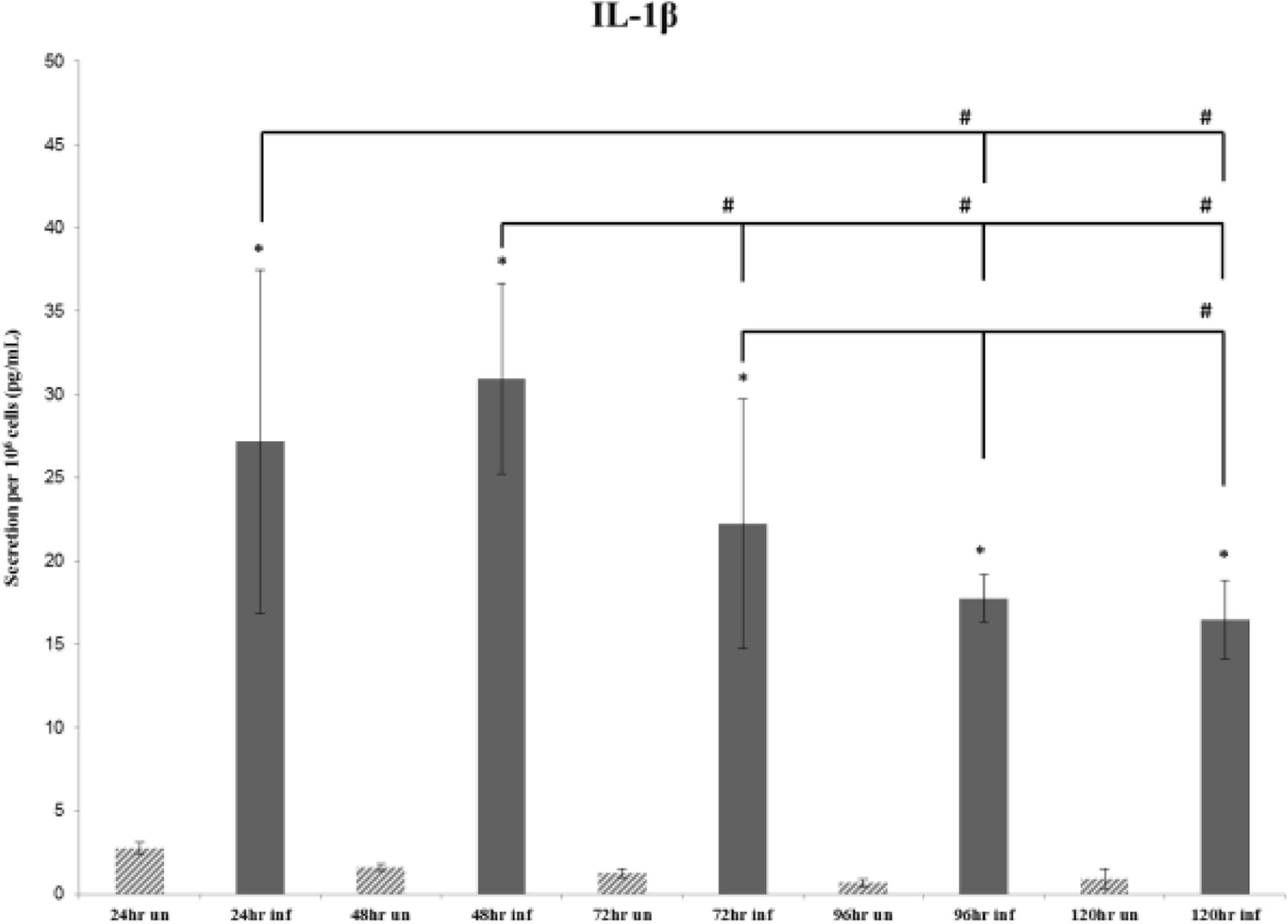# IL-1β

Secretion per $10^6$ cells (pg/mL)

24hr un | 24hr inf | 48hr un | 48hr inf | 72hr un | 72hr inf | 96hr un | 96hr inf | 120hr un | 120hr inf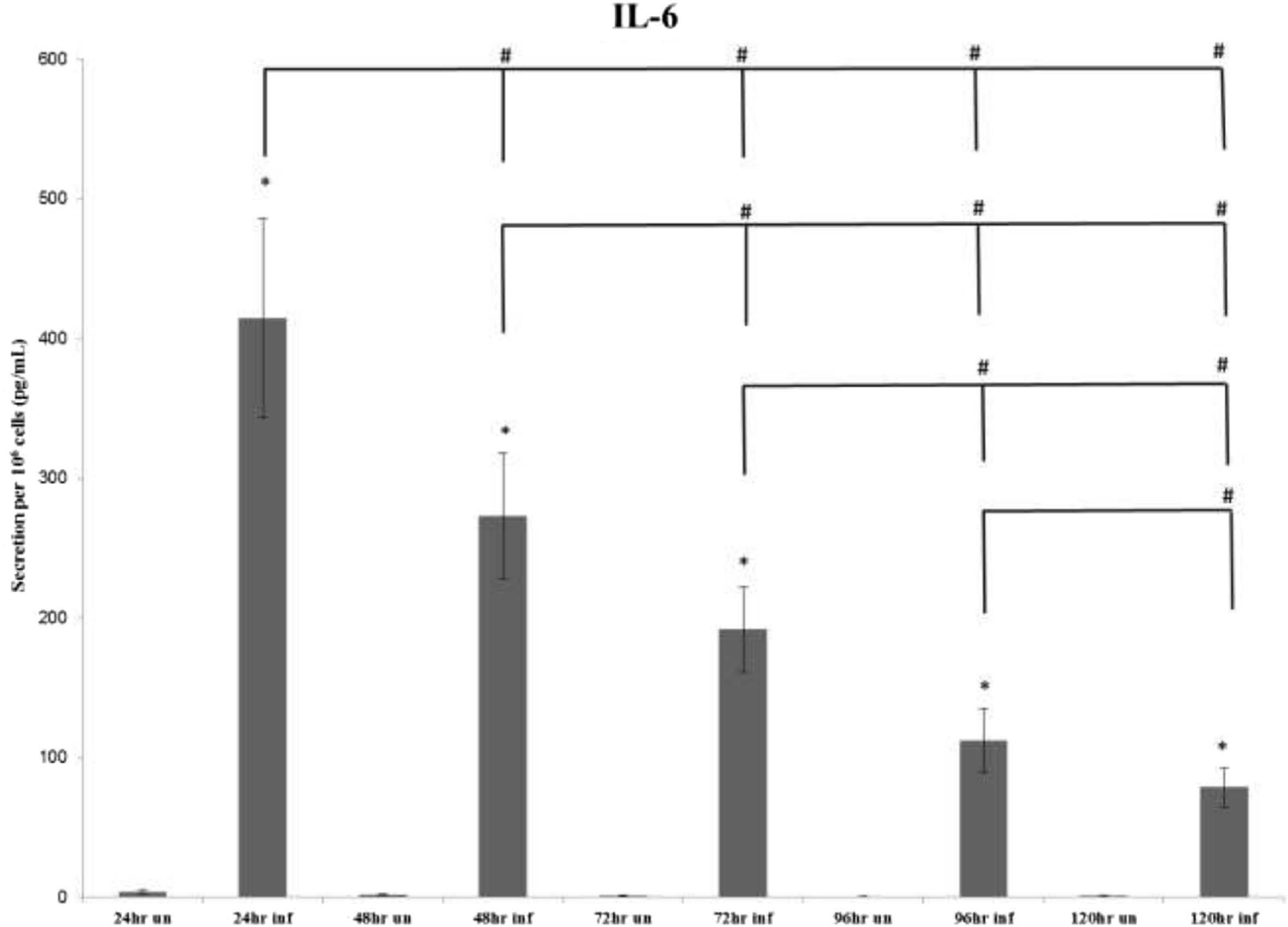**IL-6**

Secretion per $10^6$ cells (pg/mL)

600

500

400

300

200

100

0

24hr un | 24hr inf | 48hr un | 48hr inf | 72hr un | 72hr inf | 96hr un | 96hr inf | 120hr un | 120hr inf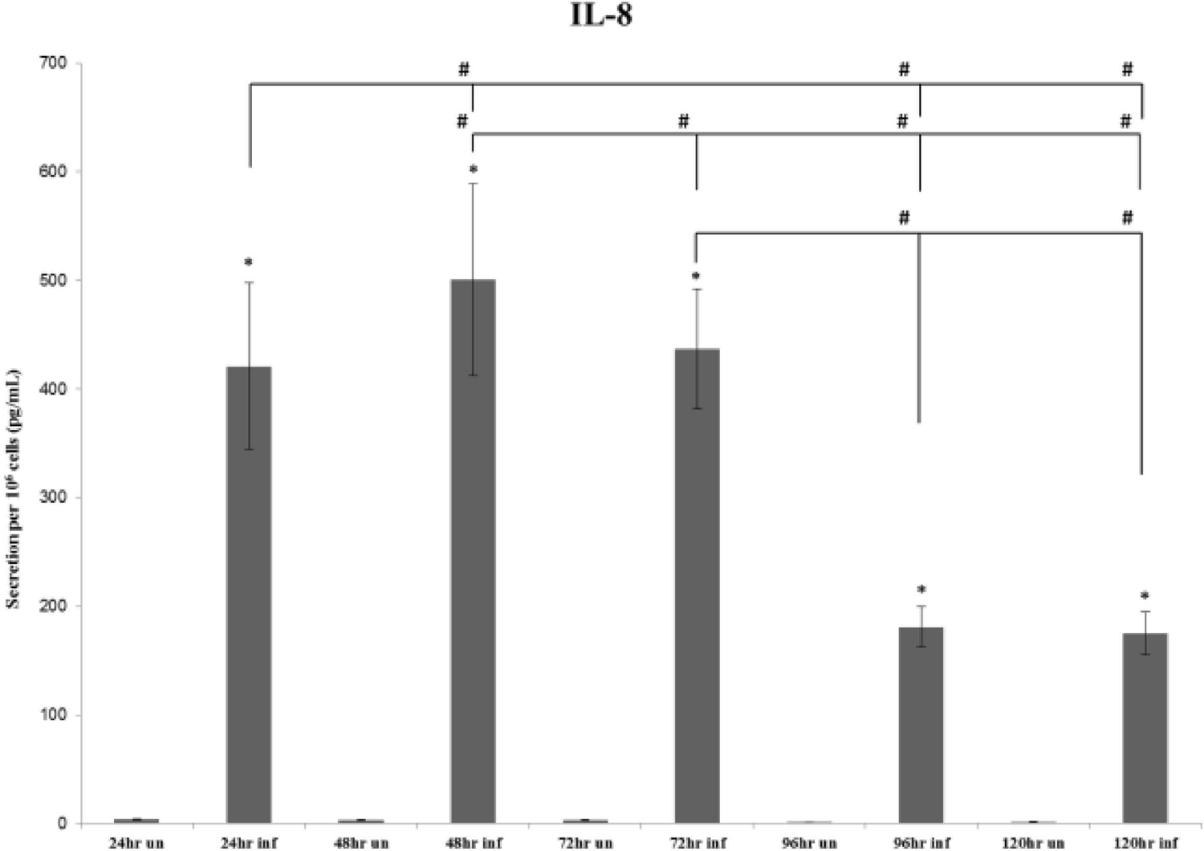IL-8

700

600

500

400

300

200

100

0

Secretion per $10^6$ cells (pg/mL)

24hr un

24hr inf

48hr un

48hr inf

72hr un

72hr inf

96hr un

96hr inf

120hr un

120hr inf